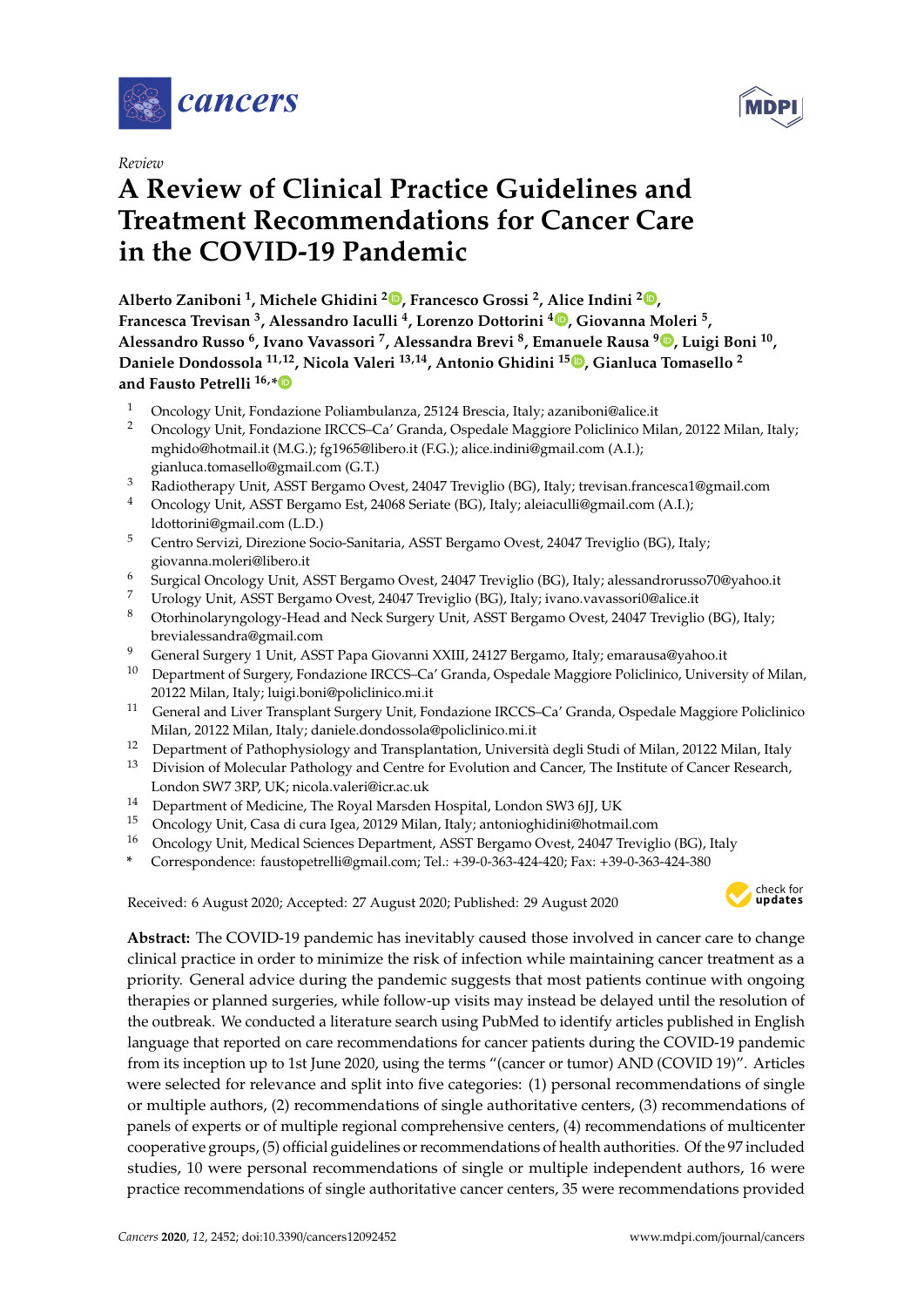*Review*

# A Review of Clinical Practice Guidelines and Treatment Recommendations for Cancer Care in the COVID-19 Pandemic

**Alberto Zaniboni [1], Michele Ghidini [2], Francesco Grossi [2], Alice Indini [2], Francesca Trevisan [3], Alessandro Iaculli [4], Lorenzo Dottorini [4], Giovanna Moleri [5], Alessandro Russo [6], Ivano Vavassori [7], Alessandra Brevi [8], Emanuele Rausa [9], Luigi Boni [10], Daniele Dondossola [11,12], Nicola Valeri [13,14], Antonio Ghidini [15], Gianluca Tomasello [2] and Fausto Petrelli [16,*]**

1. Oncology Unit, Fondazione Poliambulanza, 25124 Brescia, Italy; azaniboni@alice.it
2. Oncology Unit, Fondazione IRCCS–Ca' Granda, Ospedale Maggiore Policlinico Milan, 20122 Milan, Italy; mghido@hotmail.it (M.G.); fg1965@libero.it (F.G.); alice.indini@gmail.com (A.I.); gianluca.tomasello@gmail.com (G.T.)
3. Radiotherapy Unit, ASST Bergamo Ovest, 24047 Treviglio (BG), Italy; trevisan.francesca1@gmail.com
4. Oncology Unit, ASST Bergamo Est, 24068 Seriate (BG), Italy; aleiaculli@gmail.com (A.I.); ldottorini@gmail.com (L.D.)
5. Centro Servizi, Direzione Socio-Sanitaria, ASST Bergamo Ovest, 24047 Treviglio (BG), Italy; giovanna.moleri@libero.it
6. Surgical Oncology Unit, ASST Bergamo Ovest, 24047 Treviglio (BG), Italy; alessandrorusso70@yahoo.it
7. Urology Unit, ASST Bergamo Ovest, 24047 Treviglio (BG), Italy; ivano.vavassori0@alice.it
8. Otorhinolaryngology-Head and Neck Surgery Unit, ASST Bergamo Ovest, 24047 Treviglio (BG), Italy; brevialessandra@gmail.com
9. General Surgery 1 Unit, ASST Papa Giovanni XXIII, 24127 Bergamo, Italy; emarausa@yahoo.it
10. Department of Surgery, Fondazione IRCCS–Ca' Granda, Ospedale Maggiore Policlinico, University of Milan, 20122 Milan, Italy; luigi.boni@policlinico.mi.it
11. General and Liver Transplant Surgery Unit, Fondazione IRCCS–Ca' Granda, Ospedale Maggiore Policlinico Milan, 20122 Milan, Italy; daniele.dondossola@policlinico.mi.it
12. Department of Pathophysiology and Transplantation, Università degli Studi di Milan, 20122 Milan, Italy
13. Division of Molecular Pathology and Centre for Evolution and Cancer, The Institute of Cancer Research, London SW7 3RP, UK; nicola.valeri@icr.ac.uk
14. Department of Medicine, The Royal Marsden Hospital, London SW3 6JJ, UK
15. Oncology Unit, Casa di cura Igea, 20129 Milan, Italy; antonioghidini@hotmail.com
16. Oncology Unit, Medical Sciences Department, ASST Bergamo Ovest, 24047 Treviglio (BG), Italy

\* Correspondence: faustopetrelli@gmail.com; Tel.: +39-0-363-424-420; Fax: +39-0-363-424-380

Received: 6 August 2020; Accepted: 27 August 2020; Published: 29 August 2020

**Abstract:** The COVID-19 pandemic has inevitably caused those involved in cancer care to change clinical practice in order to minimize the risk of infection while maintaining cancer treatment as a priority. General advice during the pandemic suggests that most patients continue with ongoing therapies or planned surgeries, while follow-up visits may instead be delayed until the resolution of the outbreak. We conducted a literature search using PubMed to identify articles published in English language that reported on care recommendations for cancer patients during the COVID-19 pandemic from its inception up to 1st June 2020, using the terms "(cancer or tumor) AND (COVID 19)". Articles were selected for relevance and split into five categories: (1) personal recommendations of single or multiple authors, (2) recommendations of single authoritative centers, (3) recommendations of panels of experts or of multiple regional comprehensive centers, (4) recommendations of multicenter cooperative groups, (5) official guidelines or recommendations of health authorities. Of the 97 included studies, 10 were personal recommendations of single or multiple independent authors, 16 were practice recommendations of single authoritative cancer centers, 35 were recommendations provided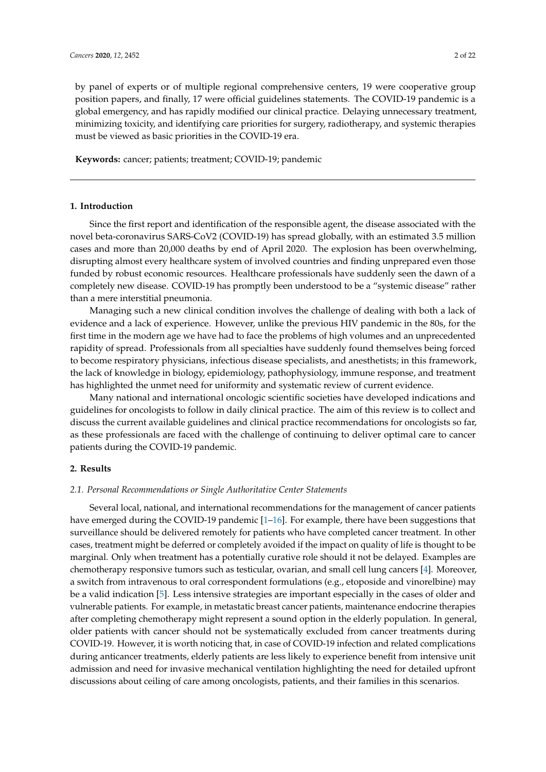by panel of experts or of multiple regional comprehensive centers, 19 were cooperative group position papers, and finally, 17 were official guidelines statements. The COVID-19 pandemic is a global emergency, and has rapidly modified our clinical practice. Delaying unnecessary treatment, minimizing toxicity, and identifying care priorities for surgery, radiotherapy, and systemic therapies must be viewed as basic priorities in the COVID-19 era.

**Keywords:** cancer; patients; treatment; COVID-19; pandemic

## 1. Introduction

Since the first report and identification of the responsible agent, the disease associated with the novel beta-coronavirus SARS-CoV2 (COVID-19) has spread globally, with an estimated 3.5 million cases and more than 20,000 deaths by end of April 2020. The explosion has been overwhelming, disrupting almost every healthcare system of involved countries and finding unprepared even those funded by robust economic resources. Healthcare professionals have suddenly seen the dawn of a completely new disease. COVID-19 has promptly been understood to be a "systemic disease" rather than a mere interstitial pneumonia.

Managing such a new clinical condition involves the challenge of dealing with both a lack of evidence and a lack of experience. However, unlike the previous HIV pandemic in the 80s, for the first time in the modern age we have had to face the problems of high volumes and an unprecedented rapidity of spread. Professionals from all specialties have suddenly found themselves being forced to become respiratory physicians, infectious disease specialists, and anesthetists; in this framework, the lack of knowledge in biology, epidemiology, pathophysiology, immune response, and treatment has highlighted the unmet need for uniformity and systematic review of current evidence.

Many national and international oncologic scientific societies have developed indications and guidelines for oncologists to follow in daily clinical practice. The aim of this review is to collect and discuss the current available guidelines and clinical practice recommendations for oncologists so far, as these professionals are faced with the challenge of continuing to deliver optimal care to cancer patients during the COVID-19 pandemic.

## 2. Results

### 2.1. Personal Recommendations or Single Authoritative Center Statements

Several local, national, and international recommendations for the management of cancer patients have emerged during the COVID-19 pandemic [1–16]. For example, there have been suggestions that surveillance should be delivered remotely for patients who have completed cancer treatment. In other cases, treatment might be deferred or completely avoided if the impact on quality of life is thought to be marginal. Only when treatment has a potentially curative role should it not be delayed. Examples are chemotherapy responsive tumors such as testicular, ovarian, and small cell lung cancers [4]. Moreover, a switch from intravenous to oral correspondent formulations (e.g., etoposide and vinorelbine) may be a valid indication [5]. Less intensive strategies are important especially in the cases of older and vulnerable patients. For example, in metastatic breast cancer patients, maintenance endocrine therapies after completing chemotherapy might represent a sound option in the elderly population. In general, older patients with cancer should not be systematically excluded from cancer treatments during COVID-19. However, it is worth noticing that, in case of COVID-19 infection and related complications during anticancer treatments, elderly patients are less likely to experience benefit from intensive unit admission and need for invasive mechanical ventilation highlighting the need for detailed upfront discussions about ceiling of care among oncologists, patients, and their families in this scenarios.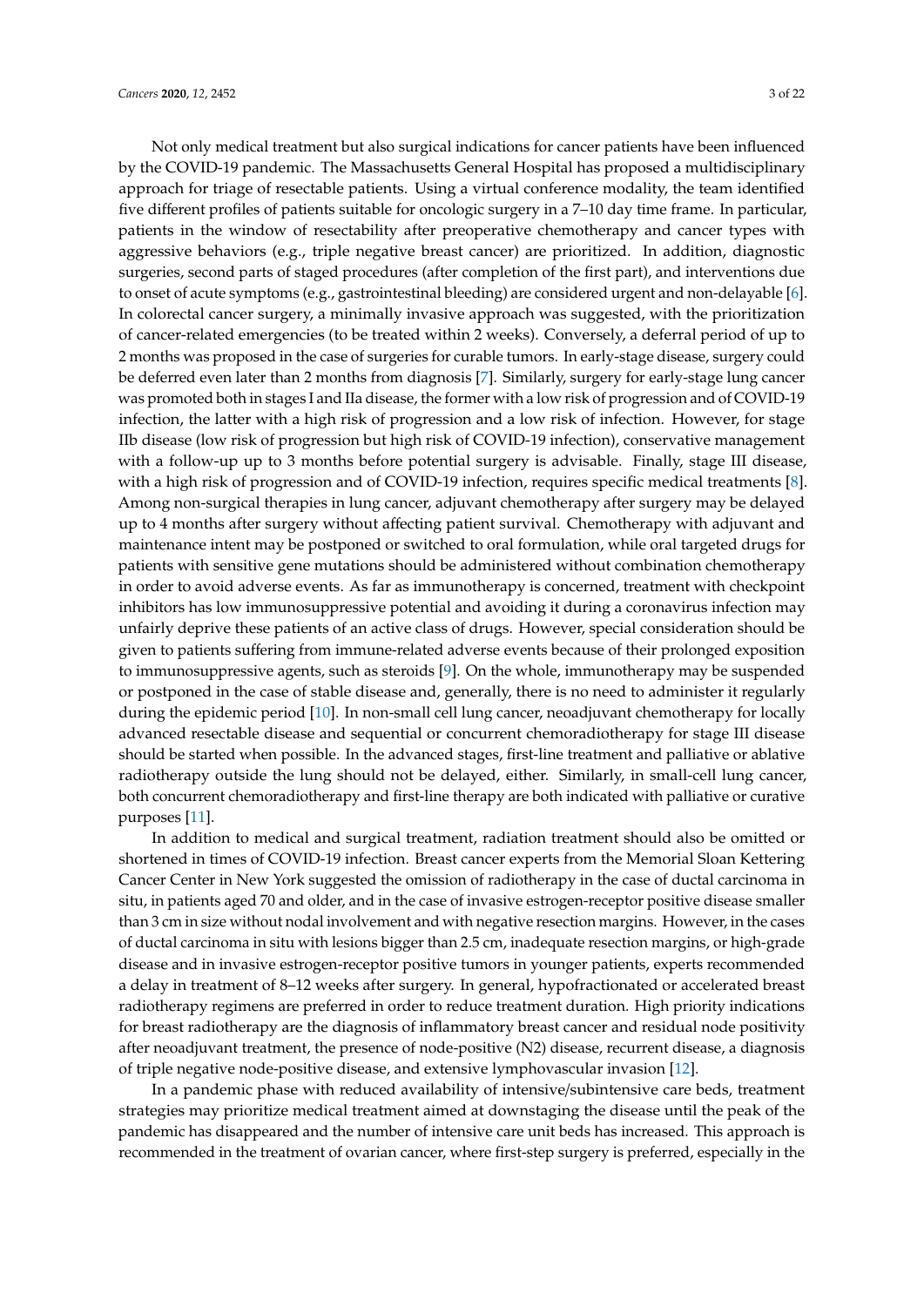Not only medical treatment but also surgical indications for cancer patients have been influenced by the COVID-19 pandemic. The Massachusetts General Hospital has proposed a multidisciplinary approach for triage of resectable patients. Using a virtual conference modality, the team identified five different profiles of patients suitable for oncologic surgery in a 7–10 day time frame. In particular, patients in the window of resectability after preoperative chemotherapy and cancer types with aggressive behaviors (e.g., triple negative breast cancer) are prioritized. In addition, diagnostic surgeries, second parts of staged procedures (after completion of the first part), and interventions due to onset of acute symptoms (e.g., gastrointestinal bleeding) are considered urgent and non-delayable [6]. In colorectal cancer surgery, a minimally invasive approach was suggested, with the prioritization of cancer-related emergencies (to be treated within 2 weeks). Conversely, a deferral period of up to 2 months was proposed in the case of surgeries for curable tumors. In early-stage disease, surgery could be deferred even later than 2 months from diagnosis [7]. Similarly, surgery for early-stage lung cancer was promoted both in stages I and IIa disease, the former with a low risk of progression and of COVID-19 infection, the latter with a high risk of progression and a low risk of infection. However, for stage IIb disease (low risk of progression but high risk of COVID-19 infection), conservative management with a follow-up up to 3 months before potential surgery is advisable. Finally, stage III disease, with a high risk of progression and of COVID-19 infection, requires specific medical treatments [8]. Among non-surgical therapies in lung cancer, adjuvant chemotherapy after surgery may be delayed up to 4 months after surgery without affecting patient survival. Chemotherapy with adjuvant and maintenance intent may be postponed or switched to oral formulation, while oral targeted drugs for patients with sensitive gene mutations should be administered without combination chemotherapy in order to avoid adverse events. As far as immunotherapy is concerned, treatment with checkpoint inhibitors has low immunosuppressive potential and avoiding it during a coronavirus infection may unfairly deprive these patients of an active class of drugs. However, special consideration should be given to patients suffering from immune-related adverse events because of their prolonged exposition to immunosuppressive agents, such as steroids [9]. On the whole, immunotherapy may be suspended or postponed in the case of stable disease and, generally, there is no need to administer it regularly during the epidemic period [10]. In non-small cell lung cancer, neoadjuvant chemotherapy for locally advanced resectable disease and sequential or concurrent chemoradiotherapy for stage III disease should be started when possible. In the advanced stages, first-line treatment and palliative or ablative radiotherapy outside the lung should not be delayed, either. Similarly, in small-cell lung cancer, both concurrent chemoradiotherapy and first-line therapy are both indicated with palliative or curative purposes [11].

In addition to medical and surgical treatment, radiation treatment should also be omitted or shortened in times of COVID-19 infection. Breast cancer experts from the Memorial Sloan Kettering Cancer Center in New York suggested the omission of radiotherapy in the case of ductal carcinoma in situ, in patients aged 70 and older, and in the case of invasive estrogen-receptor positive disease smaller than 3 cm in size without nodal involvement and with negative resection margins. However, in the cases of ductal carcinoma in situ with lesions bigger than 2.5 cm, inadequate resection margins, or high-grade disease and in invasive estrogen-receptor positive tumors in younger patients, experts recommended a delay in treatment of 8–12 weeks after surgery. In general, hypofractionated or accelerated breast radiotherapy regimens are preferred in order to reduce treatment duration. High priority indications for breast radiotherapy are the diagnosis of inflammatory breast cancer and residual node positivity after neoadjuvant treatment, the presence of node-positive (N2) disease, recurrent disease, a diagnosis of triple negative node-positive disease, and extensive lymphovascular invasion [12].

In a pandemic phase with reduced availability of intensive/subintensive care beds, treatment strategies may prioritize medical treatment aimed at downstaging the disease until the peak of the pandemic has disappeared and the number of intensive care unit beds has increased. This approach is recommended in the treatment of ovarian cancer, where first-step surgery is preferred, especially in the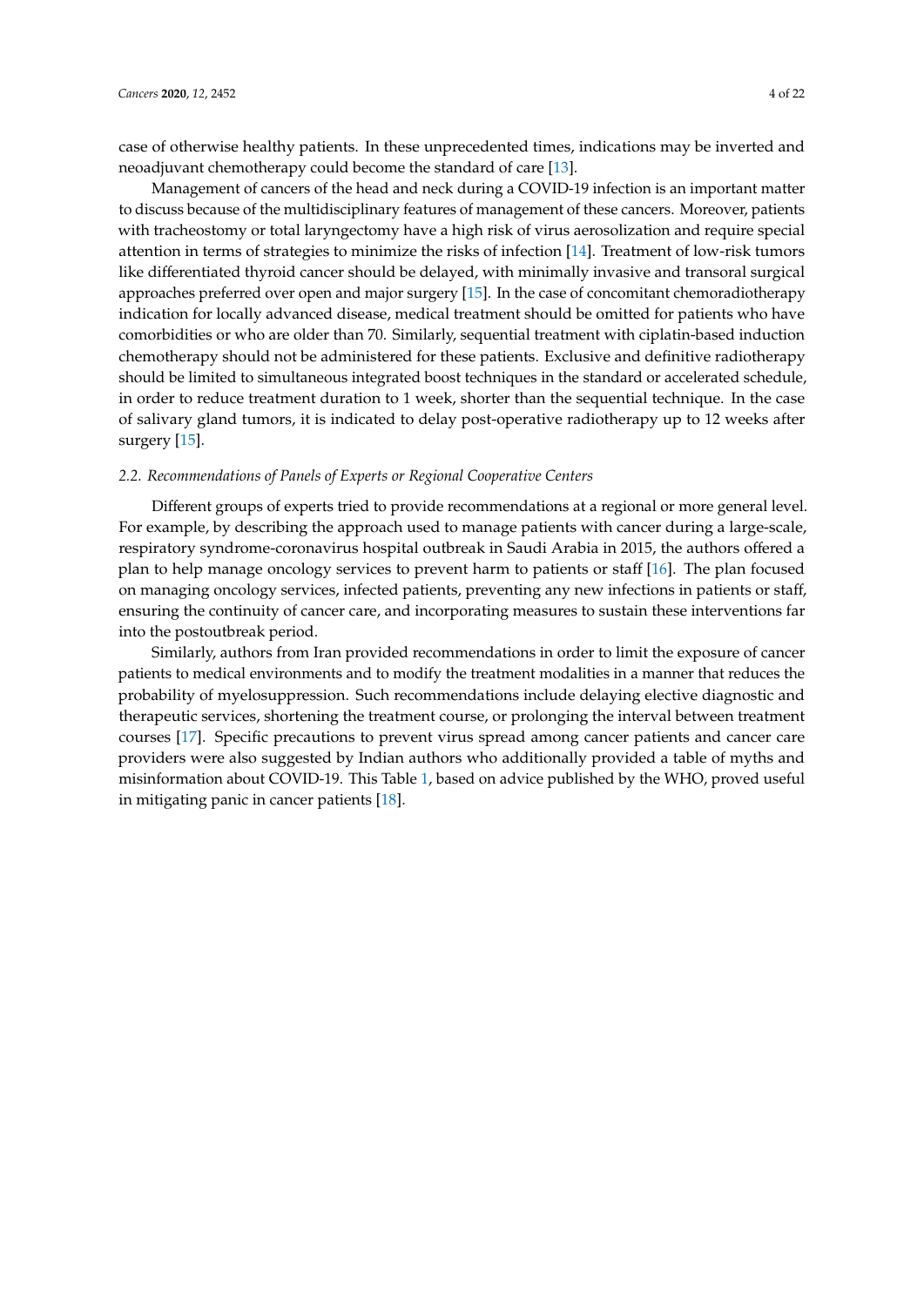case of otherwise healthy patients. In these unprecedented times, indications may be inverted and neoadjuvant chemotherapy could become the standard of care [13].

Management of cancers of the head and neck during a COVID-19 infection is an important matter to discuss because of the multidisciplinary features of management of these cancers. Moreover, patients with tracheostomy or total laryngectomy have a high risk of virus aerosolization and require special attention in terms of strategies to minimize the risks of infection [14]. Treatment of low-risk tumors like differentiated thyroid cancer should be delayed, with minimally invasive and transoral surgical approaches preferred over open and major surgery [15]. In the case of concomitant chemoradiotherapy indication for locally advanced disease, medical treatment should be omitted for patients who have comorbidities or who are older than 70. Similarly, sequential treatment with ciplatin-based induction chemotherapy should not be administered for these patients. Exclusive and definitive radiotherapy should be limited to simultaneous integrated boost techniques in the standard or accelerated schedule, in order to reduce treatment duration to 1 week, shorter than the sequential technique. In the case of salivary gland tumors, it is indicated to delay post-operative radiotherapy up to 12 weeks after surgery [15].

### *2.2. Recommendations of Panels of Experts or Regional Cooperative Centers*

Different groups of experts tried to provide recommendations at a regional or more general level. For example, by describing the approach used to manage patients with cancer during a large-scale, respiratory syndrome-coronavirus hospital outbreak in Saudi Arabia in 2015, the authors offered a plan to help manage oncology services to prevent harm to patients or staff [16]. The plan focused on managing oncology services, infected patients, preventing any new infections in patients or staff, ensuring the continuity of cancer care, and incorporating measures to sustain these interventions far into the postoutbreak period.

Similarly, authors from Iran provided recommendations in order to limit the exposure of cancer patients to medical environments and to modify the treatment modalities in a manner that reduces the probability of myelosuppression. Such recommendations include delaying elective diagnostic and therapeutic services, shortening the treatment course, or prolonging the interval between treatment courses [17]. Specific precautions to prevent virus spread among cancer patients and cancer care providers were also suggested by Indian authors who additionally provided a table of myths and misinformation about COVID-19. This Table 1, based on advice published by the WHO, proved useful in mitigating panic in cancer patients [18].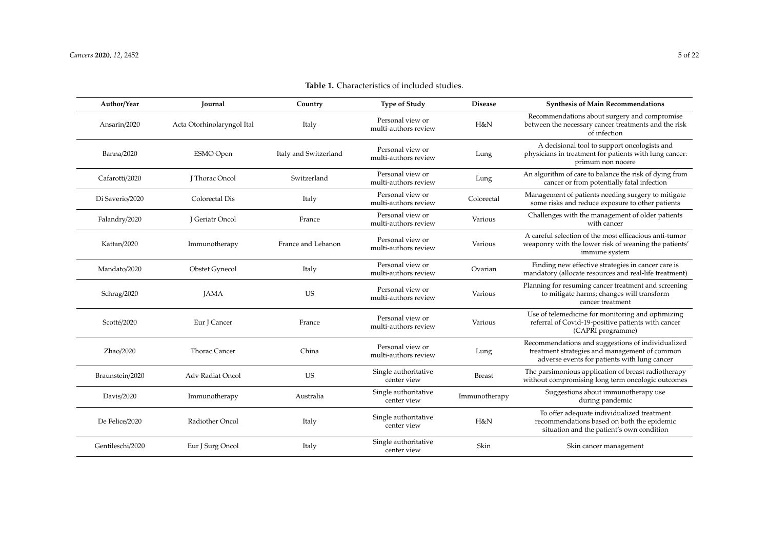**Table 1.** Characteristics of included studies.

| Author/Year | Journal | Country | Type of Study | Disease | Synthesis of Main Recommendations |
|---|---|---|---|---|---|
| Ansarin/2020 | Acta Otorhinolaryngol Ital | Italy | Personal view or multi-authors review | H&N | Recommendations about surgery and compromise between the necessary cancer treatments and the risk of infection |
| Banna/2020 | ESMO Open | Italy and Switzerland | Personal view or multi-authors review | Lung | A decisional tool to support oncologists and physicians in treatment for patients with lung cancer: primum non nocere |
| Cafarotti/2020 | J Thorac Oncol | Switzerland | Personal view or multi-authors review | Lung | An algorithm of care to balance the risk of dying from cancer or from potentially fatal infection |
| Di Saverio/2020 | Colorectal Dis | Italy | Personal view or multi-authors review | Colorectal | Management of patients needing surgery to mitigate some risks and reduce exposure to other patients |
| Falandry/2020 | J Geriatr Oncol | France | Personal view or multi-authors review | Various | Challenges with the management of older patients with cancer |
| Kattan/2020 | Immunotherapy | France and Lebanon | Personal view or multi-authors review | Various | A careful selection of the most efficacious anti-tumor weaponry with the lower risk of weaning the patients' immune system |
| Mandato/2020 | Obstet Gynecol | Italy | Personal view or multi-authors review | Ovarian | Finding new effective strategies in cancer care is mandatory (allocate resources and real-life treatment) |
| Schrag/2020 | JAMA | US | Personal view or multi-authors review | Various | Planning for resuming cancer treatment and screening to mitigate harms; changes will transform cancer treatment |
| Scotté/2020 | Eur J Cancer | France | Personal view or multi-authors review | Various | Use of telemedicine for monitoring and optimizing referral of Covid-19-positive patients with cancer (CAPRI programme) |
| Zhao/2020 | Thorac Cancer | China | Personal view or multi-authors review | Lung | Recommendations and suggestions of individualized treatment strategies and management of common adverse events for patients with lung cancer |
| Braunstein/2020 | Adv Radiat Oncol | US | Single authoritative center view | Breast | The parsimonious application of breast radiotherapy without compromising long term oncologic outcomes |
| Davis/2020 | Immunotherapy | Australia | Single authoritative center view | Immunotherapy | Suggestions about immunotherapy use during pandemic |
| De Felice/2020 | Radiother Oncol | Italy | Single authoritative center view | H&N | To offer adequate individualized treatment recommendations based on both the epidemic situation and the patient's own condition |
| Gentileschi/2020 | Eur J Surg Oncol | Italy | Single authoritative center view | Skin | Skin cancer management |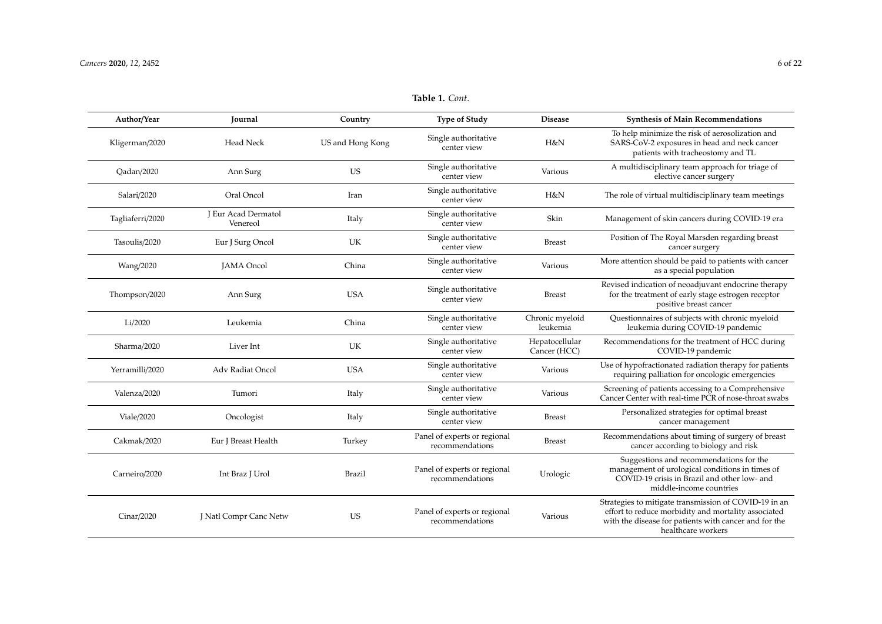**Table 1.** *Cont.*

| Author/Year | Journal | Country | Type of Study | Disease | Synthesis of Main Recommendations |
|---|---|---|---|---|---|
| Kligerman/2020 | Head Neck | US and Hong Kong | Single authoritative center view | H&N | To help minimize the risk of aerosolization and SARS-CoV-2 exposures in head and neck cancer patients with tracheostomy and TL |
| Qadan/2020 | Ann Surg | US | Single authoritative center view | Various | A multidisciplinary team approach for triage of elective cancer surgery |
| Salari/2020 | Oral Oncol | Iran | Single authoritative center view | H&N | The role of virtual multidisciplinary team meetings |
| Tagliaferri/2020 | J Eur Acad Dermatol Venereol | Italy | Single authoritative center view | Skin | Management of skin cancers during COVID-19 era |
| Tasoulis/2020 | Eur J Surg Oncol | UK | Single authoritative center view | Breast | Position of The Royal Marsden regarding breast cancer surgery |
| Wang/2020 | JAMA Oncol | China | Single authoritative center view | Various | More attention should be paid to patients with cancer as a special population |
| Thompson/2020 | Ann Surg | USA | Single authoritative center view | Breast | Revised indication of neoadjuvant endocrine therapy for the treatment of early stage estrogen receptor positive breast cancer |
| Li/2020 | Leukemia | China | Single authoritative center view | Chronic myeloid leukemia | Questionnaires of subjects with chronic myeloid leukemia during COVID-19 pandemic |
| Sharma/2020 | Liver Int | UK | Single authoritative center view | Hepatocellular Cancer (HCC) | Recommendations for the treatment of HCC during COVID-19 pandemic |
| Yerramilli/2020 | Adv Radiat Oncol | USA | Single authoritative center view | Various | Use of hypofractionated radiation therapy for patients requiring palliation for oncologic emergencies |
| Valenza/2020 | Tumori | Italy | Single authoritative center view | Various | Screening of patients accessing to a Comprehensive Cancer Center with real-time PCR of nose-throat swabs |
| Viale/2020 | Oncologist | Italy | Single authoritative center view | Breast | Personalized strategies for optimal breast cancer management |
| Cakmak/2020 | Eur J Breast Health | Turkey | Panel of experts or regional recommendations | Breast | Recommendations about timing of surgery of breast cancer according to biology and risk |
| Carneiro/2020 | Int Braz J Urol | Brazil | Panel of experts or regional recommendations | Urologic | Suggestions and recommendations for the management of urological conditions in times of COVID-19 crisis in Brazil and other low- and middle-income countries |
| Cinar/2020 | J Natl Compr Canc Netw | US | Panel of experts or regional recommendations | Various | Strategies to mitigate transmission of COVID-19 in an effort to reduce morbidity and mortality associated with the disease for patients with cancer and for the healthcare workers |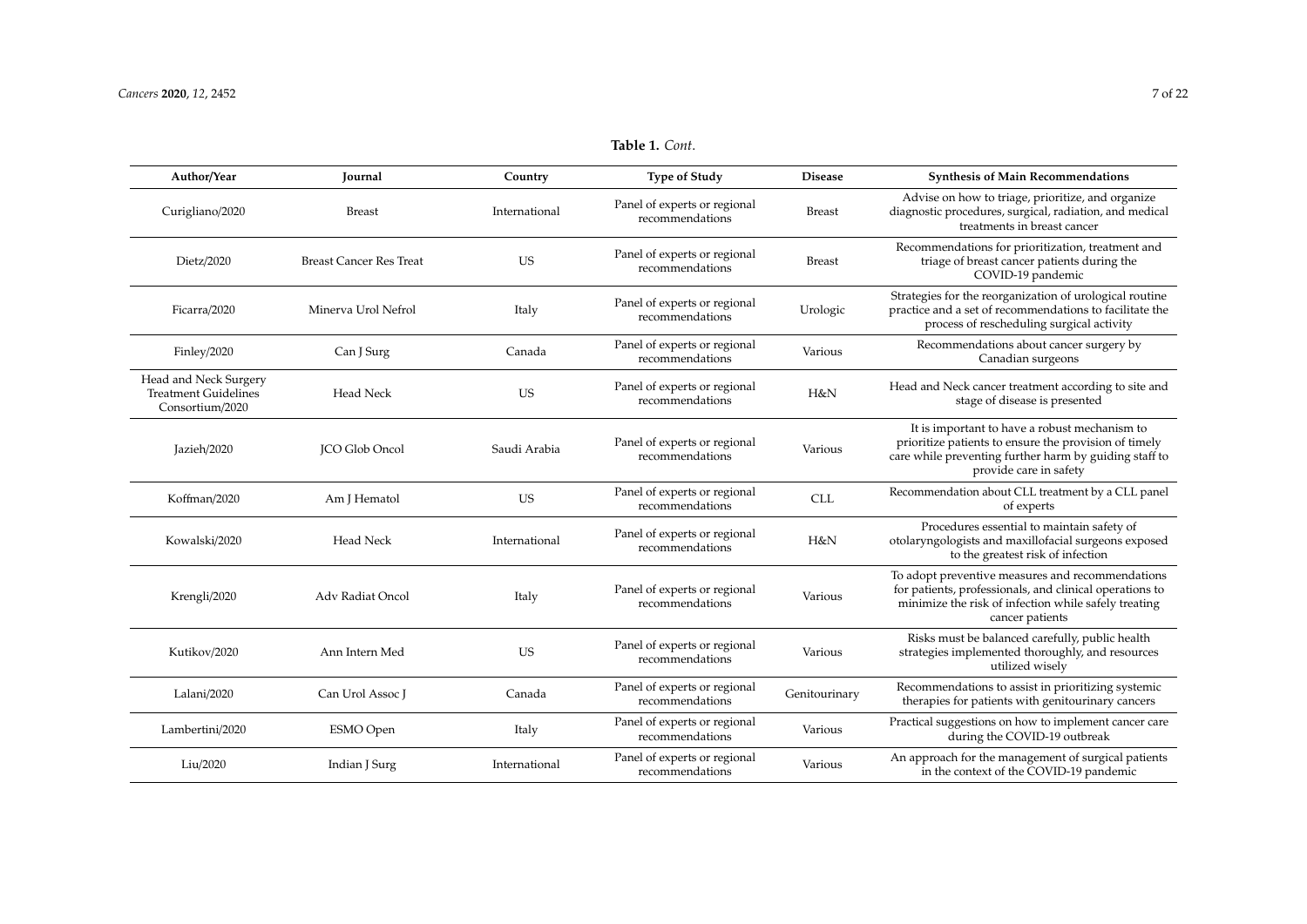**Table 1.** *Cont.*

| Author/Year | Journal | Country | Type of Study | Disease | Synthesis of Main Recommendations |
|---|---|---|---|---|---|
| Curigliano/2020 | Breast | International | Panel of experts or regional recommendations | Breast | Advise on how to triage, prioritize, and organize diagnostic procedures, surgical, radiation, and medical treatments in breast cancer |
| Dietz/2020 | Breast Cancer Res Treat | US | Panel of experts or regional recommendations | Breast | Recommendations for prioritization, treatment and triage of breast cancer patients during the COVID-19 pandemic |
| Ficarra/2020 | Minerva Urol Nefrol | Italy | Panel of experts or regional recommendations | Urologic | Strategies for the reorganization of urological routine practice and a set of recommendations to facilitate the process of rescheduling surgical activity |
| Finley/2020 | Can J Surg | Canada | Panel of experts or regional recommendations | Various | Recommendations about cancer surgery by Canadian surgeons |
| Head and Neck Surgery Treatment Guidelines Consortium/2020 | Head Neck | US | Panel of experts or regional recommendations | H&N | Head and Neck cancer treatment according to site and stage of disease is presented |
| Jazieh/2020 | JCO Glob Oncol | Saudi Arabia | Panel of experts or regional recommendations | Various | It is important to have a robust mechanism to prioritize patients to ensure the provision of timely care while preventing further harm by guiding staff to provide care in safety |
| Koffman/2020 | Am J Hematol | US | Panel of experts or regional recommendations | CLL | Recommendation about CLL treatment by a CLL panel of experts |
| Kowalski/2020 | Head Neck | International | Panel of experts or regional recommendations | H&N | Procedures essential to maintain safety of otolaryngologists and maxillofacial surgeons exposed to the greatest risk of infection |
| Krengli/2020 | Adv Radiat Oncol | Italy | Panel of experts or regional recommendations | Various | To adopt preventive measures and recommendations for patients, professionals, and clinical operations to minimize the risk of infection while safely treating cancer patients |
| Kutikov/2020 | Ann Intern Med | US | Panel of experts or regional recommendations | Various | Risks must be balanced carefully, public health strategies implemented thoroughly, and resources utilized wisely |
| Lalani/2020 | Can Urol Assoc J | Canada | Panel of experts or regional recommendations | Genitourinary | Recommendations to assist in prioritizing systemic therapies for patients with genitourinary cancers |
| Lambertini/2020 | ESMO Open | Italy | Panel of experts or regional recommendations | Various | Practical suggestions on how to implement cancer care during the COVID-19 outbreak |
| Liu/2020 | Indian J Surg | International | Panel of experts or regional recommendations | Various | An approach for the management of surgical patients in the context of the COVID-19 pandemic |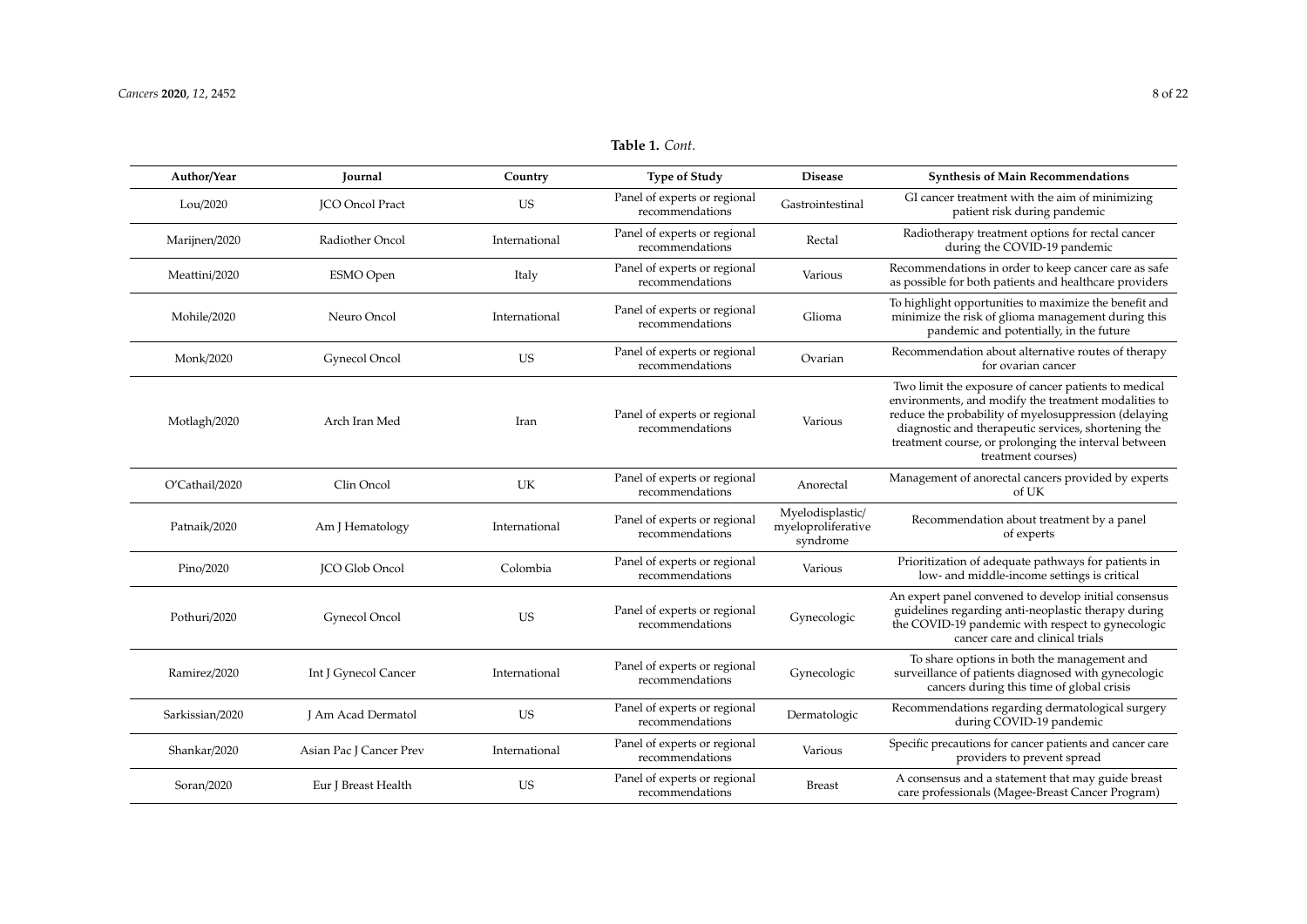**Table 1.** *Cont.*

| Author/Year | Journal | Country | Type of Study | Disease | Synthesis of Main Recommendations |
|---|---|---|---|---|---|
| Lou/2020 | JCO Oncol Pract | US | Panel of experts or regional recommendations | Gastrointestinal | GI cancer treatment with the aim of minimizing patient risk during pandemic |
| Marijnen/2020 | Radiother Oncol | International | Panel of experts or regional recommendations | Rectal | Radiotherapy treatment options for rectal cancer during the COVID-19 pandemic |
| Meattini/2020 | ESMO Open | Italy | Panel of experts or regional recommendations | Various | Recommendations in order to keep cancer care as safe as possible for both patients and healthcare providers |
| Mohile/2020 | Neuro Oncol | International | Panel of experts or regional recommendations | Glioma | To highlight opportunities to maximize the benefit and minimize the risk of glioma management during this pandemic and potentially, in the future |
| Monk/2020 | Gynecol Oncol | US | Panel of experts or regional recommendations | Ovarian | Recommendation about alternative routes of therapy for ovarian cancer |
| Motlagh/2020 | Arch Iran Med | Iran | Panel of experts or regional recommendations | Various | Two limit the exposure of cancer patients to medical environments, and modify the treatment modalities to reduce the probability of myelosuppression (delaying diagnostic and therapeutic services, shortening the treatment course, or prolonging the interval between treatment courses) |
| O'Cathail/2020 | Clin Oncol | UK | Panel of experts or regional recommendations | Anorectal | Management of anorectal cancers provided by experts of UK |
| Patnaik/2020 | Am J Hematology | International | Panel of experts or regional recommendations | Myelodisplastic/ myeloproliferative syndrome | Recommendation about treatment by a panel of experts |
| Pino/2020 | JCO Glob Oncol | Colombia | Panel of experts or regional recommendations | Various | Prioritization of adequate pathways for patients in low- and middle-income settings is critical |
| Pothuri/2020 | Gynecol Oncol | US | Panel of experts or regional recommendations | Gynecologic | An expert panel convened to develop initial consensus guidelines regarding anti-neoplastic therapy during the COVID-19 pandemic with respect to gynecologic cancer care and clinical trials |
| Ramirez/2020 | Int J Gynecol Cancer | International | Panel of experts or regional recommendations | Gynecologic | To share options in both the management and surveillance of patients diagnosed with gynecologic cancers during this time of global crisis |
| Sarkissian/2020 | J Am Acad Dermatol | US | Panel of experts or regional recommendations | Dermatologic | Recommendations regarding dermatological surgery during COVID-19 pandemic |
| Shankar/2020 | Asian Pac J Cancer Prev | International | Panel of experts or regional recommendations | Various | Specific precautions for cancer patients and cancer care providers to prevent spread |
| Soran/2020 | Eur J Breast Health | US | Panel of experts or regional recommendations | Breast | A consensus and a statement that may guide breast care professionals (Magee-Breast Cancer Program) |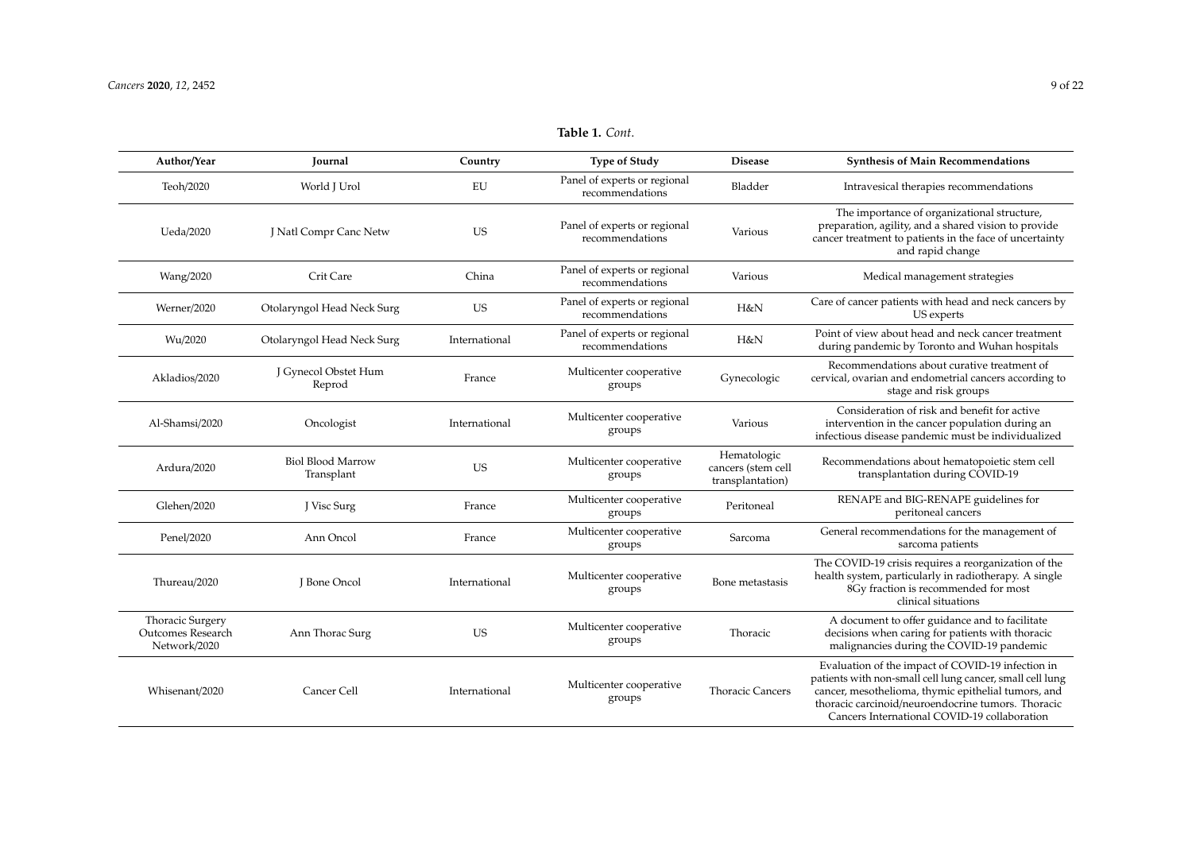**Table 1.** *Cont.*

| Author/Year | Journal | Country | Type of Study | Disease | Synthesis of Main Recommendations |
|---|---|---|---|---|---|
| Teoh/2020 | World J Urol | EU | Panel of experts or regional recommendations | Bladder | Intravesical therapies recommendations |
| Ueda/2020 | J Natl Compr Canc Netw | US | Panel of experts or regional recommendations | Various | The importance of organizational structure, preparation, agility, and a shared vision to provide cancer treatment to patients in the face of uncertainty and rapid change |
| Wang/2020 | Crit Care | China | Panel of experts or regional recommendations | Various | Medical management strategies |
| Werner/2020 | Otolaryngol Head Neck Surg | US | Panel of experts or regional recommendations | H&N | Care of cancer patients with head and neck cancers by US experts |
| Wu/2020 | Otolaryngol Head Neck Surg | International | Panel of experts or regional recommendations | H&N | Point of view about head and neck cancer treatment during pandemic by Toronto and Wuhan hospitals |
| Akladios/2020 | J Gynecol Obstet Hum Reprod | France | Multicenter cooperative groups | Gynecologic | Recommendations about curative treatment of cervical, ovarian and endometrial cancers according to stage and risk groups |
| Al-Shamsi/2020 | Oncologist | International | Multicenter cooperative groups | Various | Consideration of risk and benefit for active intervention in the cancer population during an infectious disease pandemic must be individualized |
| Ardura/2020 | Biol Blood Marrow Transplant | US | Multicenter cooperative groups | Hematologic cancers (stem cell transplantation) | Recommendations about hematopoietic stem cell transplantation during COVID-19 |
| Glehen/2020 | J Visc Surg | France | Multicenter cooperative groups | Peritoneal | RENAPE and BIG-RENAPE guidelines for peritoneal cancers |
| Penel/2020 | Ann Oncol | France | Multicenter cooperative groups | Sarcoma | General recommendations for the management of sarcoma patients |
| Thureau/2020 | J Bone Oncol | International | Multicenter cooperative groups | Bone metastasis | The COVID-19 crisis requires a reorganization of the health system, particularly in radiotherapy. A single 8Gy fraction is recommended for most clinical situations |
| Thoracic Surgery Outcomes Research Network/2020 | Ann Thorac Surg | US | Multicenter cooperative groups | Thoracic | A document to offer guidance and to facilitate decisions when caring for patients with thoracic malignancies during the COVID-19 pandemic |
| Whisenant/2020 | Cancer Cell | International | Multicenter cooperative groups | Thoracic Cancers | Evaluation of the impact of COVID-19 infection in patients with non-small cell lung cancer, small cell lung cancer, mesothelioma, thymic epithelial tumors, and thoracic carcinoid/neuroendocrine tumors. Thoracic Cancers International COVID-19 collaboration |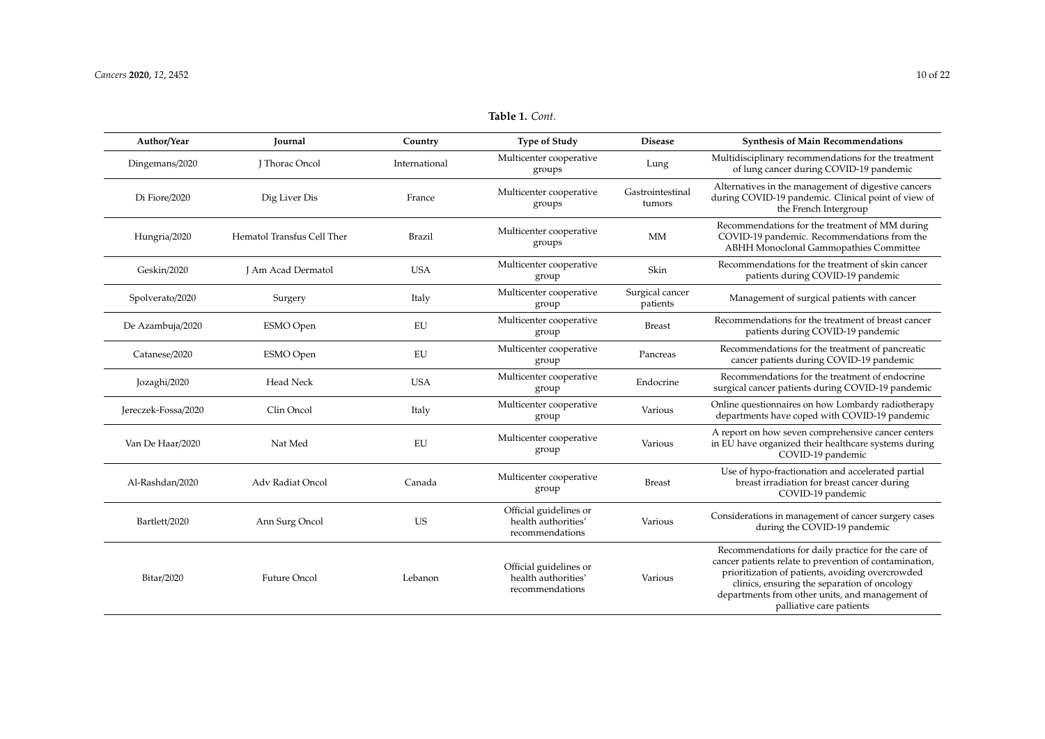**Table 1.** *Cont.*

| Author/Year | Journal | Country | Type of Study | Disease | Synthesis of Main Recommendations |
| --- | --- | --- | --- | --- | --- |
| Dingemans/2020 | J Thorac Oncol | International | Multicenter cooperative groups | Lung | Multidisciplinary recommendations for the treatment of lung cancer during COVID-19 pandemic |
| Di Fiore/2020 | Dig Liver Dis | France | Multicenter cooperative groups | Gastrointestinal tumors | Alternatives in the management of digestive cancers during COVID-19 pandemic. Clinical point of view of the French Intergroup |
| Hungria/2020 | Hematol Transfus Cell Ther | Brazil | Multicenter cooperative groups | MM | Recommendations for the treatment of MM during COVID-19 pandemic. Recommendations from the ABHH Monoclonal Gammopathies Committee |
| Geskin/2020 | J Am Acad Dermatol | USA | Multicenter cooperative group | Skin | Recommendations for the treatment of skin cancer patients during COVID-19 pandemic |
| Spolverato/2020 | Surgery | Italy | Multicenter cooperative group | Surgical cancer patients | Management of surgical patients with cancer |
| De Azambuja/2020 | ESMO Open | EU | Multicenter cooperative group | Breast | Recommendations for the treatment of breast cancer patients during COVID-19 pandemic |
| Catanese/2020 | ESMO Open | EU | Multicenter cooperative group | Pancreas | Recommendations for the treatment of pancreatic cancer patients during COVID-19 pandemic |
| Jozaghi/2020 | Head Neck | USA | Multicenter cooperative group | Endocrine | Recommendations for the treatment of endocrine surgical cancer patients during COVID-19 pandemic |
| Jereczek-Fossa/2020 | Clin Oncol | Italy | Multicenter cooperative group | Various | Online questionnaires on how Lombardy radiotherapy departments have coped with COVID-19 pandemic |
| Van De Haar/2020 | Nat Med | EU | Multicenter cooperative group | Various | A report on how seven comprehensive cancer centers in EU have organized their healthcare systems during COVID-19 pandemic |
| Al-Rashdan/2020 | Adv Radiat Oncol | Canada | Multicenter cooperative group | Breast | Use of hypo-fractionation and accelerated partial breast irradiation for breast cancer during COVID-19 pandemic |
| Bartlett/2020 | Ann Surg Oncol | US | Official guidelines or health authorities' recommendations | Various | Considerations in management of cancer surgery cases during the COVID-19 pandemic |
| Bitar/2020 | Future Oncol | Lebanon | Official guidelines or health authorities' recommendations | Various | Recommendations for daily practice for the care of cancer patients relate to prevention of contamination, prioritization of patients, avoiding overcrowded clinics, ensuring the separation of oncology departments from other units, and management of palliative care patients |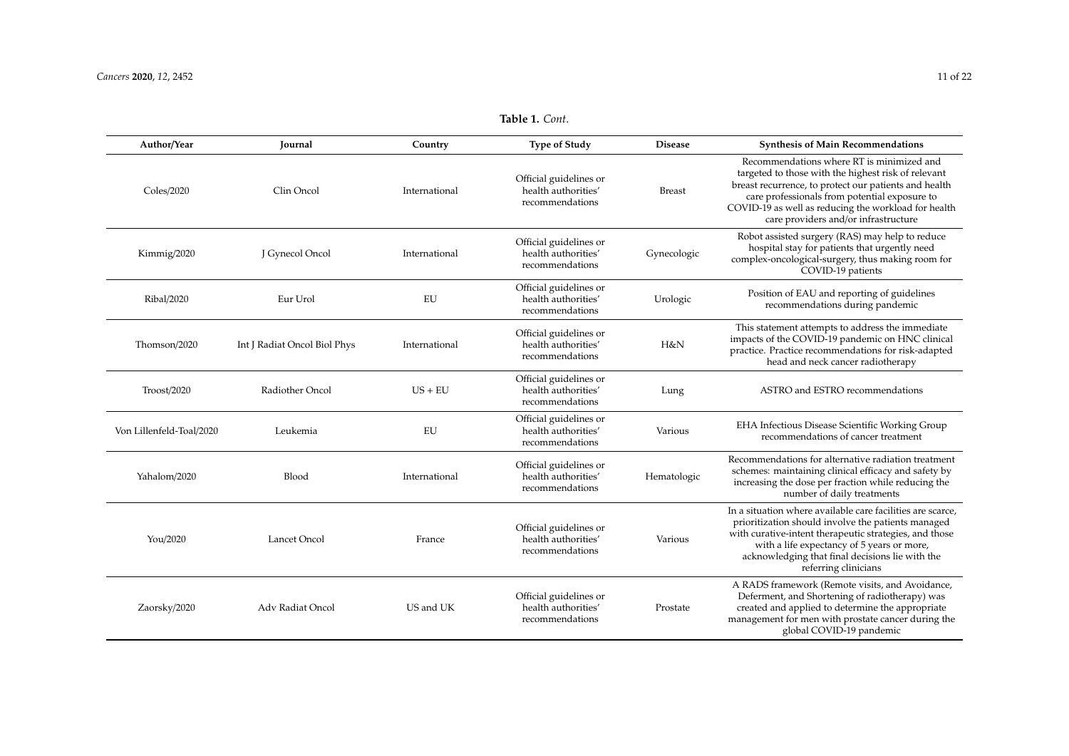**Table 1.** *Cont.*

| Author/Year | Journal | Country | Type of Study | Disease | Synthesis of Main Recommendations |
| --- | --- | --- | --- | --- | --- |
| Coles/2020 | Clin Oncol | International | Official guidelines or health authorities' recommendations | Breast | Recommendations where RT is minimized and targeted to those with the highest risk of relevant breast recurrence, to protect our patients and health care professionals from potential exposure to COVID-19 as well as reducing the workload for health care providers and/or infrastructure |
| Kimmig/2020 | J Gynecol Oncol | International | Official guidelines or health authorities' recommendations | Gynecologic | Robot assisted surgery (RAS) may help to reduce hospital stay for patients that urgently need complex-oncological-surgery, thus making room for COVID-19 patients |
| Ribal/2020 | Eur Urol | EU | Official guidelines or health authorities' recommendations | Urologic | Position of EAU and reporting of guidelines recommendations during pandemic |
| Thomson/2020 | Int J Radiat Oncol Biol Phys | International | Official guidelines or health authorities' recommendations | H&N | This statement attempts to address the immediate impacts of the COVID-19 pandemic on HNC clinical practice. Practice recommendations for risk-adapted head and neck cancer radiotherapy |
| Troost/2020 | Radiother Oncol | US + EU | Official guidelines or health authorities' recommendations | Lung | ASTRO and ESTRO recommendations |
| Von Lillenfeld-Toal/2020 | Leukemia | EU | Official guidelines or health authorities' recommendations | Various | EHA Infectious Disease Scientific Working Group recommendations of cancer treatment |
| Yahalom/2020 | Blood | International | Official guidelines or health authorities' recommendations | Hematologic | Recommendations for alternative radiation treatment schemes: maintaining clinical efficacy and safety by increasing the dose per fraction while reducing the number of daily treatments |
| You/2020 | Lancet Oncol | France | Official guidelines or health authorities' recommendations | Various | In a situation where available care facilities are scarce, prioritization should involve the patients managed with curative-intent therapeutic strategies, and those with a life expectancy of 5 years or more, acknowledging that final decisions lie with the referring clinicians |
| Zaorsky/2020 | Adv Radiat Oncol | US and UK | Official guidelines or health authorities' recommendations | Prostate | A RADS framework (Remote visits, and Avoidance, Deferment, and Shortening of radiotherapy) was created and applied to determine the appropriate management for men with prostate cancer during the global COVID-19 pandemic |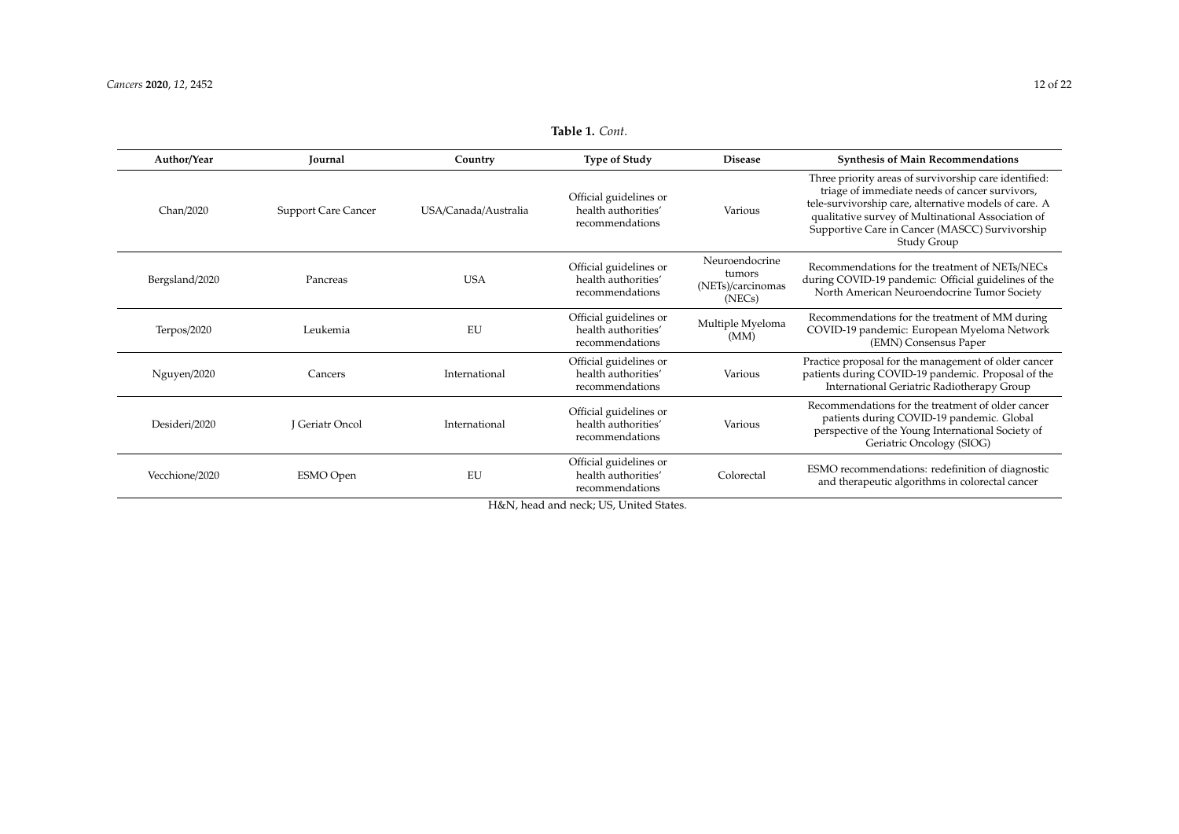**Table 1.** *Cont*.

| Author/Year | Journal | Country | Type of Study | Disease | Synthesis of Main Recommendations |
|---|---|---|---|---|---|
| Chan/2020 | Support Care Cancer | USA/Canada/Australia | Official guidelines or health authorities' recommendations | Various | Three priority areas of survivorship care identified: triage of immediate needs of cancer survivors, tele-survivorship care, alternative models of care. A qualitative survey of Multinational Association of Supportive Care in Cancer (MASCC) Survivorship Study Group |
| Bergsland/2020 | Pancreas | USA | Official guidelines or health authorities' recommendations | Neuroendocrine tumors (NETs)/carcinomas (NECs) | Recommendations for the treatment of NETs/NECs during COVID-19 pandemic: Official guidelines of the North American Neuroendocrine Tumor Society |
| Terpos/2020 | Leukemia | EU | Official guidelines or health authorities' recommendations | Multiple Myeloma (MM) | Recommendations for the treatment of MM during COVID-19 pandemic: European Myeloma Network (EMN) Consensus Paper |
| Nguyen/2020 | Cancers | International | Official guidelines or health authorities' recommendations | Various | Practice proposal for the management of older cancer patients during COVID-19 pandemic. Proposal of the International Geriatric Radiotherapy Group |
| Desideri/2020 | J Geriatr Oncol | International | Official guidelines or health authorities' recommendations | Various | Recommendations for the treatment of older cancer patients during COVID-19 pandemic. Global perspective of the Young International Society of Geriatric Oncology (SIOG) |
| Vecchione/2020 | ESMO Open | EU | Official guidelines or health authorities' recommendations | Colorectal | ESMO recommendations: redefinition of diagnostic and therapeutic algorithms in colorectal cancer |

H&N, head and neck; US, United States.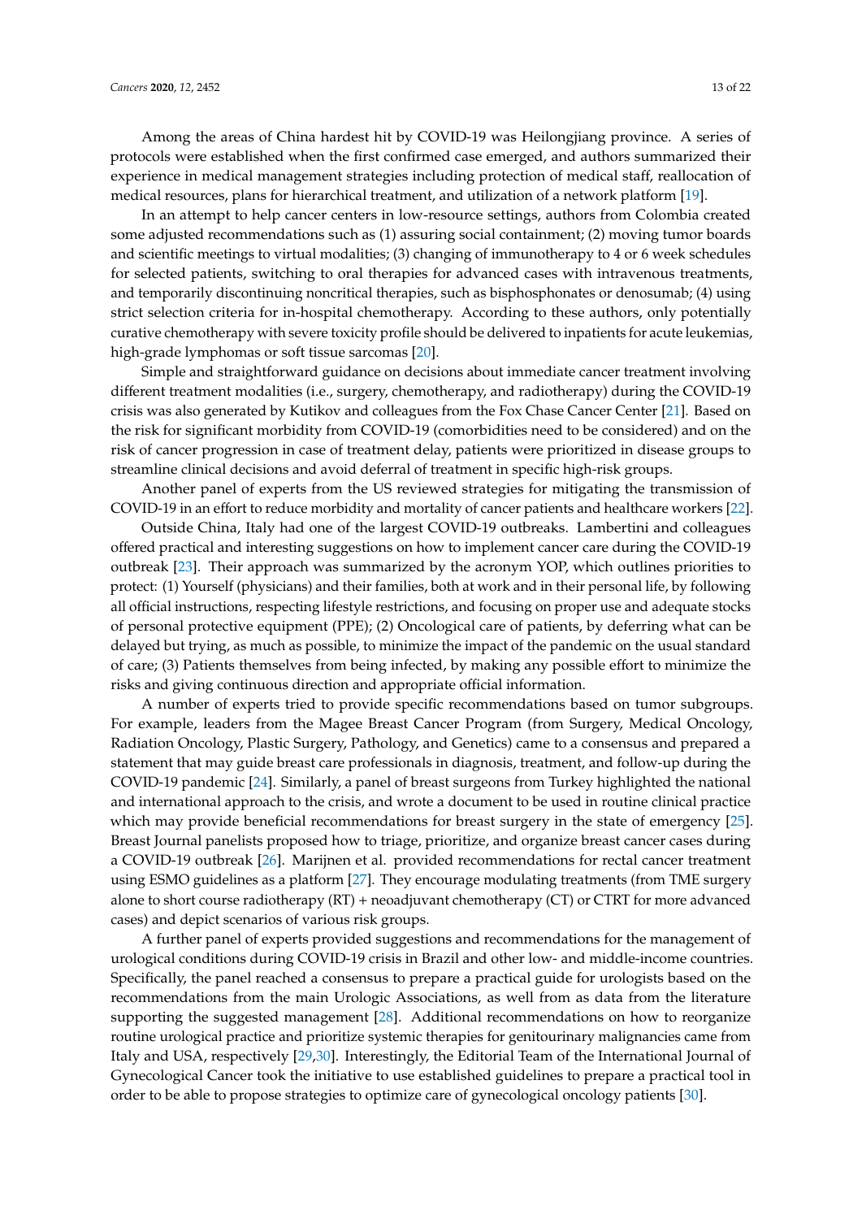Among the areas of China hardest hit by COVID-19 was Heilongjiang province. A series of protocols were established when the first confirmed case emerged, and authors summarized their experience in medical management strategies including protection of medical staff, reallocation of medical resources, plans for hierarchical treatment, and utilization of a network platform [19].

In an attempt to help cancer centers in low-resource settings, authors from Colombia created some adjusted recommendations such as (1) assuring social containment; (2) moving tumor boards and scientific meetings to virtual modalities; (3) changing of immunotherapy to 4 or 6 week schedules for selected patients, switching to oral therapies for advanced cases with intravenous treatments, and temporarily discontinuing noncritical therapies, such as bisphosphonates or denosumab; (4) using strict selection criteria for in-hospital chemotherapy. According to these authors, only potentially curative chemotherapy with severe toxicity profile should be delivered to inpatients for acute leukemias, high-grade lymphomas or soft tissue sarcomas [20].

Simple and straightforward guidance on decisions about immediate cancer treatment involving different treatment modalities (i.e., surgery, chemotherapy, and radiotherapy) during the COVID-19 crisis was also generated by Kutikov and colleagues from the Fox Chase Cancer Center [21]. Based on the risk for significant morbidity from COVID-19 (comorbidities need to be considered) and on the risk of cancer progression in case of treatment delay, patients were prioritized in disease groups to streamline clinical decisions and avoid deferral of treatment in specific high-risk groups.

Another panel of experts from the US reviewed strategies for mitigating the transmission of COVID-19 in an effort to reduce morbidity and mortality of cancer patients and healthcare workers [22].

Outside China, Italy had one of the largest COVID-19 outbreaks. Lambertini and colleagues offered practical and interesting suggestions on how to implement cancer care during the COVID-19 outbreak [23]. Their approach was summarized by the acronym YOP, which outlines priorities to protect: (1) Yourself (physicians) and their families, both at work and in their personal life, by following all official instructions, respecting lifestyle restrictions, and focusing on proper use and adequate stocks of personal protective equipment (PPE); (2) Oncological care of patients, by deferring what can be delayed but trying, as much as possible, to minimize the impact of the pandemic on the usual standard of care; (3) Patients themselves from being infected, by making any possible effort to minimize the risks and giving continuous direction and appropriate official information.

A number of experts tried to provide specific recommendations based on tumor subgroups. For example, leaders from the Magee Breast Cancer Program (from Surgery, Medical Oncology, Radiation Oncology, Plastic Surgery, Pathology, and Genetics) came to a consensus and prepared a statement that may guide breast care professionals in diagnosis, treatment, and follow-up during the COVID-19 pandemic [24]. Similarly, a panel of breast surgeons from Turkey highlighted the national and international approach to the crisis, and wrote a document to be used in routine clinical practice which may provide beneficial recommendations for breast surgery in the state of emergency [25]. Breast Journal panelists proposed how to triage, prioritize, and organize breast cancer cases during a COVID-19 outbreak [26]. Marijnen et al. provided recommendations for rectal cancer treatment using ESMO guidelines as a platform [27]. They encourage modulating treatments (from TME surgery alone to short course radiotherapy (RT) + neoadjuvant chemotherapy (CT) or CTRT for more advanced cases) and depict scenarios of various risk groups.

A further panel of experts provided suggestions and recommendations for the management of urological conditions during COVID-19 crisis in Brazil and other low- and middle-income countries. Specifically, the panel reached a consensus to prepare a practical guide for urologists based on the recommendations from the main Urologic Associations, as well from as data from the literature supporting the suggested management [28]. Additional recommendations on how to reorganize routine urological practice and prioritize systemic therapies for genitourinary malignancies came from Italy and USA, respectively [29,30]. Interestingly, the Editorial Team of the International Journal of Gynecological Cancer took the initiative to use established guidelines to prepare a practical tool in order to be able to propose strategies to optimize care of gynecological oncology patients [30].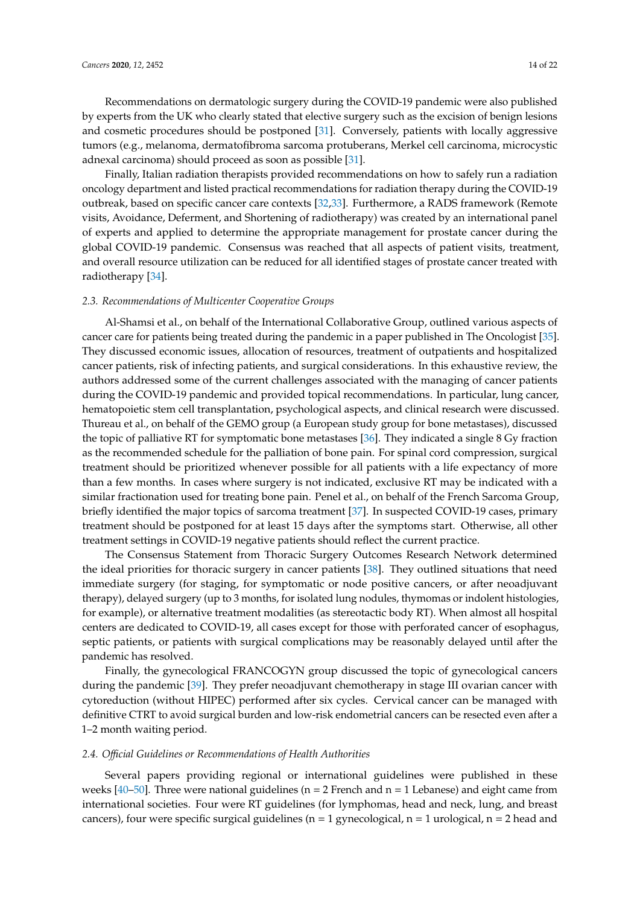Recommendations on dermatologic surgery during the COVID-19 pandemic were also published by experts from the UK who clearly stated that elective surgery such as the excision of benign lesions and cosmetic procedures should be postponed [31]. Conversely, patients with locally aggressive tumors (e.g., melanoma, dermatofibroma sarcoma protuberans, Merkel cell carcinoma, microcystic adnexal carcinoma) should proceed as soon as possible [31].

Finally, Italian radiation therapists provided recommendations on how to safely run a radiation oncology department and listed practical recommendations for radiation therapy during the COVID-19 outbreak, based on specific cancer care contexts [32,33]. Furthermore, a RADS framework (Remote visits, Avoidance, Deferment, and Shortening of radiotherapy) was created by an international panel of experts and applied to determine the appropriate management for prostate cancer during the global COVID-19 pandemic. Consensus was reached that all aspects of patient visits, treatment, and overall resource utilization can be reduced for all identified stages of prostate cancer treated with radiotherapy [34].

### *2.3. Recommendations of Multicenter Cooperative Groups*

Al-Shamsi et al., on behalf of the International Collaborative Group, outlined various aspects of cancer care for patients being treated during the pandemic in a paper published in The Oncologist [35]. They discussed economic issues, allocation of resources, treatment of outpatients and hospitalized cancer patients, risk of infecting patients, and surgical considerations. In this exhaustive review, the authors addressed some of the current challenges associated with the managing of cancer patients during the COVID-19 pandemic and provided topical recommendations. In particular, lung cancer, hematopoietic stem cell transplantation, psychological aspects, and clinical research were discussed. Thureau et al., on behalf of the GEMO group (a European study group for bone metastases), discussed the topic of palliative RT for symptomatic bone metastases [36]. They indicated a single 8 Gy fraction as the recommended schedule for the palliation of bone pain. For spinal cord compression, surgical treatment should be prioritized whenever possible for all patients with a life expectancy of more than a few months. In cases where surgery is not indicated, exclusive RT may be indicated with a similar fractionation used for treating bone pain. Penel et al., on behalf of the French Sarcoma Group, briefly identified the major topics of sarcoma treatment [37]. In suspected COVID-19 cases, primary treatment should be postponed for at least 15 days after the symptoms start. Otherwise, all other treatment settings in COVID-19 negative patients should reflect the current practice.

The Consensus Statement from Thoracic Surgery Outcomes Research Network determined the ideal priorities for thoracic surgery in cancer patients [38]. They outlined situations that need immediate surgery (for staging, for symptomatic or node positive cancers, or after neoadjuvant therapy), delayed surgery (up to 3 months, for isolated lung nodules, thymomas or indolent histologies, for example), or alternative treatment modalities (as stereotactic body RT). When almost all hospital centers are dedicated to COVID-19, all cases except for those with perforated cancer of esophagus, septic patients, or patients with surgical complications may be reasonably delayed until after the pandemic has resolved.

Finally, the gynecological FRANCOGYN group discussed the topic of gynecological cancers during the pandemic [39]. They prefer neoadjuvant chemotherapy in stage III ovarian cancer with cytoreduction (without HIPEC) performed after six cycles. Cervical cancer can be managed with definitive CTRT to avoid surgical burden and low-risk endometrial cancers can be resected even after a 1–2 month waiting period.

### *2.4. Official Guidelines or Recommendations of Health Authorities*

Several papers providing regional or international guidelines were published in these weeks [40–50]. Three were national guidelines (n = 2 French and n = 1 Lebanese) and eight came from international societies. Four were RT guidelines (for lymphomas, head and neck, lung, and breast cancers), four were specific surgical guidelines (n = 1 gynecological, n = 1 urological, n = 2 head and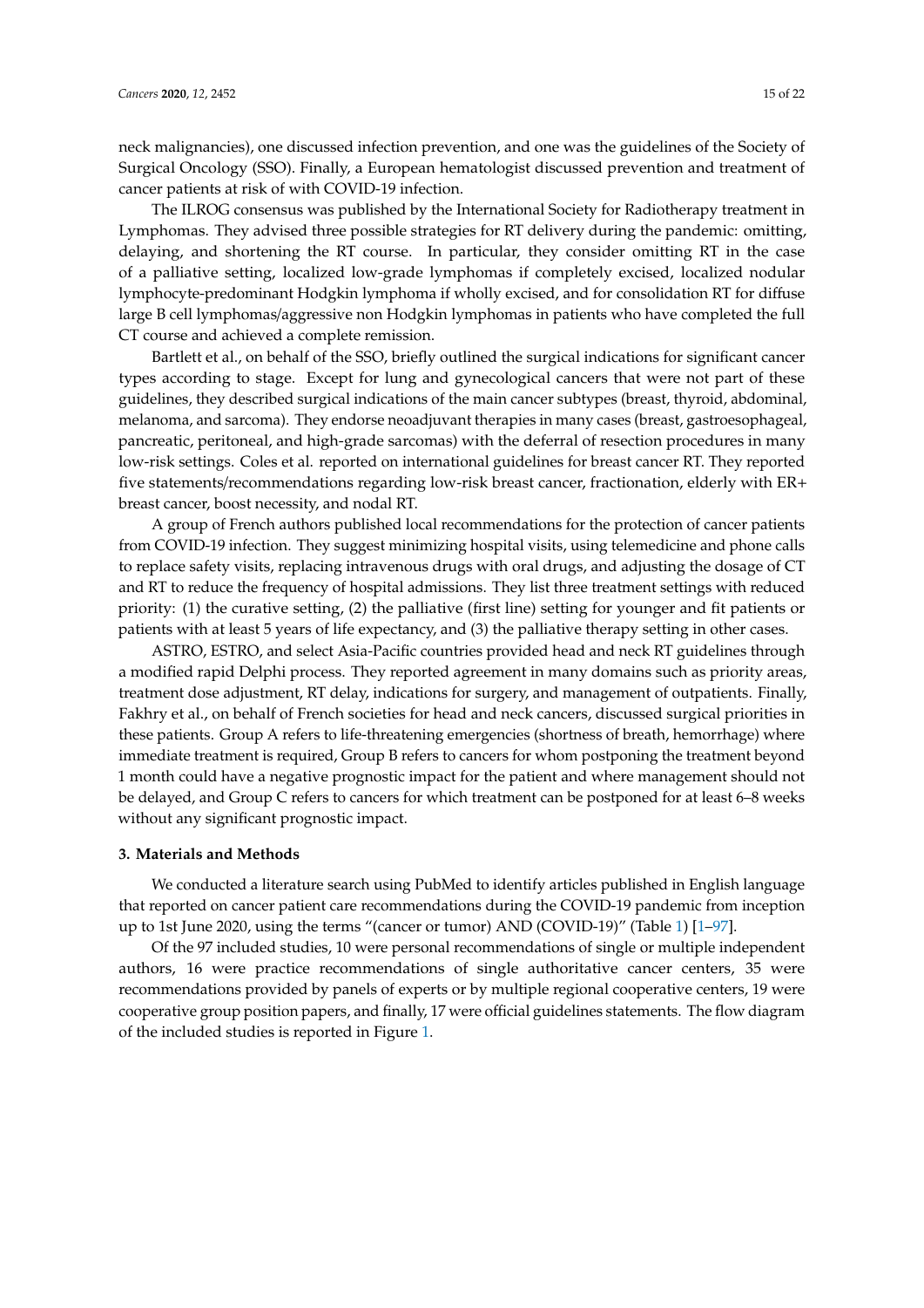neck malignancies), one discussed infection prevention, and one was the guidelines of the Society of Surgical Oncology (SSO). Finally, a European hematologist discussed prevention and treatment of cancer patients at risk of with COVID-19 infection.

The ILROG consensus was published by the International Society for Radiotherapy treatment in Lymphomas. They advised three possible strategies for RT delivery during the pandemic: omitting, delaying, and shortening the RT course. In particular, they consider omitting RT in the case of a palliative setting, localized low-grade lymphomas if completely excised, localized nodular lymphocyte-predominant Hodgkin lymphoma if wholly excised, and for consolidation RT for diffuse large B cell lymphomas/aggressive non Hodgkin lymphomas in patients who have completed the full CT course and achieved a complete remission.

Bartlett et al., on behalf of the SSO, briefly outlined the surgical indications for significant cancer types according to stage. Except for lung and gynecological cancers that were not part of these guidelines, they described surgical indications of the main cancer subtypes (breast, thyroid, abdominal, melanoma, and sarcoma). They endorse neoadjuvant therapies in many cases (breast, gastroesophageal, pancreatic, peritoneal, and high-grade sarcomas) with the deferral of resection procedures in many low-risk settings. Coles et al. reported on international guidelines for breast cancer RT. They reported five statements/recommendations regarding low-risk breast cancer, fractionation, elderly with ER+ breast cancer, boost necessity, and nodal RT.

A group of French authors published local recommendations for the protection of cancer patients from COVID-19 infection. They suggest minimizing hospital visits, using telemedicine and phone calls to replace safety visits, replacing intravenous drugs with oral drugs, and adjusting the dosage of CT and RT to reduce the frequency of hospital admissions. They list three treatment settings with reduced priority: (1) the curative setting, (2) the palliative (first line) setting for younger and fit patients or patients with at least 5 years of life expectancy, and (3) the palliative therapy setting in other cases.

ASTRO, ESTRO, and select Asia-Pacific countries provided head and neck RT guidelines through a modified rapid Delphi process. They reported agreement in many domains such as priority areas, treatment dose adjustment, RT delay, indications for surgery, and management of outpatients. Finally, Fakhry et al., on behalf of French societies for head and neck cancers, discussed surgical priorities in these patients. Group A refers to life-threatening emergencies (shortness of breath, hemorrhage) where immediate treatment is required, Group B refers to cancers for whom postponing the treatment beyond 1 month could have a negative prognostic impact for the patient and where management should not be delayed, and Group C refers to cancers for which treatment can be postponed for at least 6–8 weeks without any significant prognostic impact.

## 3. Materials and Methods

We conducted a literature search using PubMed to identify articles published in English language that reported on cancer patient care recommendations during the COVID-19 pandemic from inception up to 1st June 2020, using the terms "(cancer or tumor) AND (COVID-19)" (Table 1) [1–97].

Of the 97 included studies, 10 were personal recommendations of single or multiple independent authors, 16 were practice recommendations of single authoritative cancer centers, 35 were recommendations provided by panels of experts or by multiple regional cooperative centers, 19 were cooperative group position papers, and finally, 17 were official guidelines statements. The flow diagram of the included studies is reported in Figure 1.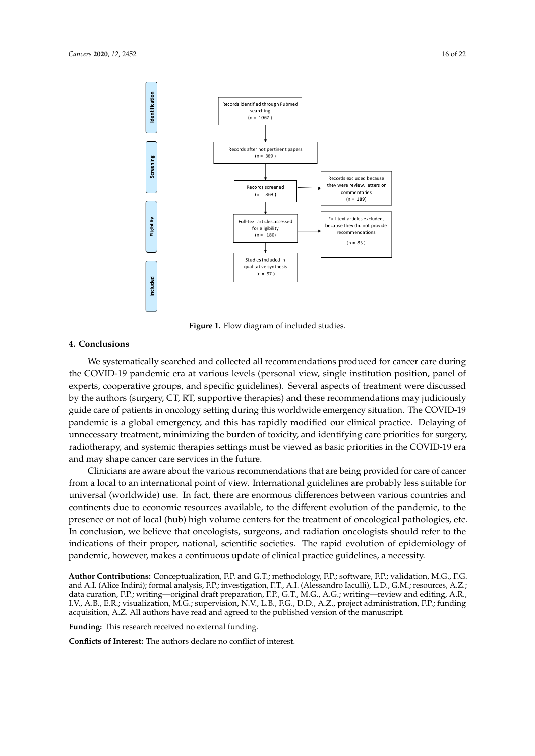Identification

Records identified through Pubmed searching (n = 1067)

Screening

Records after not pertinent papers (n = 369)

Records screened (n = 369)

Records excluded because they were review, letters or commentaries (n = 189)

Eligibility

Full-text articles assessed for eligibility (n = 180)

Full-text articles excluded, because they did not provide recommendations (n = 83)

Included

Studies included in qualitative synthesis (n = 97)

**Figure 1.** Flow diagram of included studies.

## 4. Conclusions

We systematically searched and collected all recommendations produced for cancer care during the COVID-19 pandemic era at various levels (personal view, single institution position, panel of experts, cooperative groups, and specific guidelines). Several aspects of treatment were discussed by the authors (surgery, CT, RT, supportive therapies) and these recommendations may judiciously guide care of patients in oncology setting during this worldwide emergency situation. The COVID-19 pandemic is a global emergency, and this has rapidly modified our clinical practice. Delaying of unnecessary treatment, minimizing the burden of toxicity, and identifying care priorities for surgery, radiotherapy, and systemic therapies settings must be viewed as basic priorities in the COVID-19 era and may shape cancer care services in the future.

Clinicians are aware about the various recommendations that are being provided for care of cancer from a local to an international point of view. International guidelines are probably less suitable for universal (worldwide) use. In fact, there are enormous differences between various countries and continents due to economic resources available, to the different evolution of the pandemic, to the presence or not of local (hub) high volume centers for the treatment of oncological pathologies, etc. In conclusion, we believe that oncologists, surgeons, and radiation oncologists should refer to the indications of their proper, national, scientific societies. The rapid evolution of epidemiology of pandemic, however, makes a continuous update of clinical practice guidelines, a necessity.

**Author Contributions:** Conceptualization, F.P. and G.T.; methodology, F.P.; software, F.P.; validation, M.G., F.G. and A.I. (Alice Indini); formal analysis, F.P.; investigation, F.T., A.I. (Alessandro Iaculli), L.D., G.M.; resources, A.Z.; data curation, F.P.; writing—original draft preparation, F.P., G.T., M.G., A.G.; writing—review and editing, A.R., I.V., A.B., E.R.; visualization, M.G.; supervision, N.V., L.B., F.G., D.D., A.Z., project administration, F.P.; funding acquisition, A.Z. All authors have read and agreed to the published version of the manuscript.

**Funding:** This research received no external funding.

**Conflicts of Interest:** The authors declare no conflict of interest.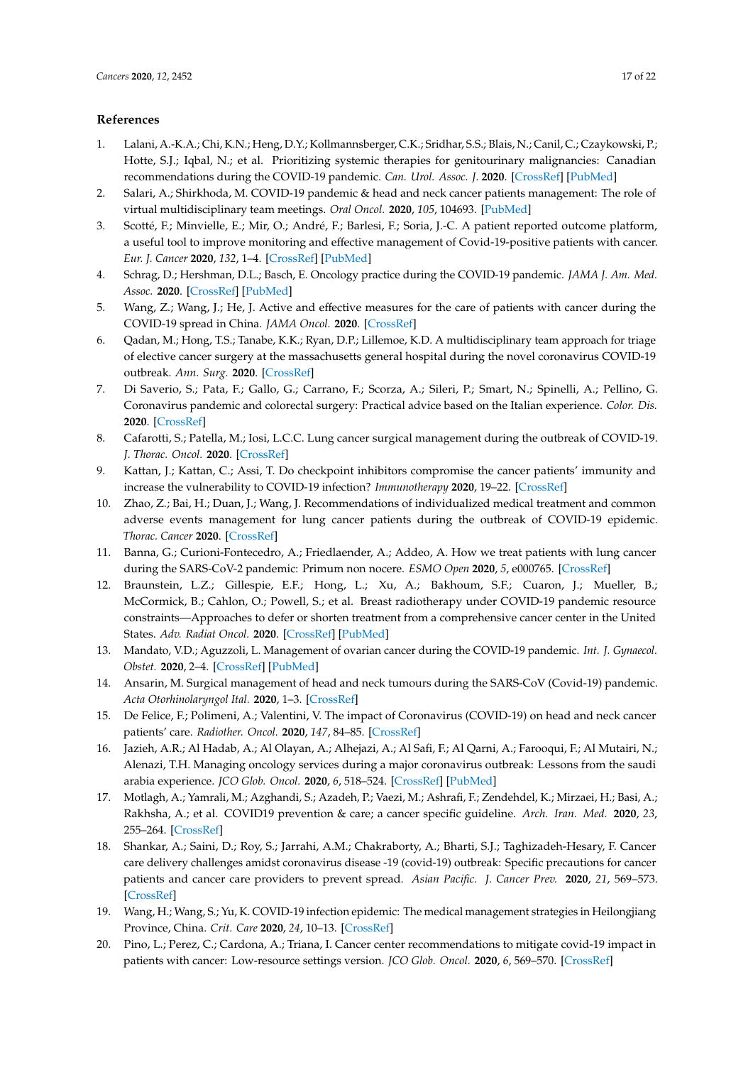## References

1. Lalani, A.-K.A.; Chi, K.N.; Heng, D.Y.; Kollmannsberger, C.K.; Sridhar, S.S.; Blais, N.; Canil, C.; Czaykowski, P.; Hotte, S.J.; Iqbal, N.; et al. Prioritizing systemic therapies for genitourinary malignancies: Canadian recommendations during the COVID-19 pandemic. *Can. Urol. Assoc. J.* **2020**. [CrossRef] [PubMed]
2. Salari, A.; Shirkhoda, M. COVID-19 pandemic & head and neck cancer patients management: The role of virtual multidisciplinary team meetings. *Oral Oncol.* **2020**, *105*, 104693. [PubMed]
3. Scotté, F.; Minvielle, E.; Mir, O.; André, F.; Barlesi, F.; Soria, J.-C. A patient reported outcome platform, a useful tool to improve monitoring and effective management of Covid-19-positive patients with cancer. *Eur. J. Cancer* **2020**, *132*, 1–4. [CrossRef] [PubMed]
4. Schrag, D.; Hershman, D.L.; Basch, E. Oncology practice during the COVID-19 pandemic. *JAMA J. Am. Med. Assoc.* **2020**. [CrossRef] [PubMed]
5. Wang, Z.; Wang, J.; He, J. Active and effective measures for the care of patients with cancer during the COVID-19 spread in China. *JAMA Oncol.* **2020**. [CrossRef]
6. Qadan, M.; Hong, T.S.; Tanabe, K.K.; Ryan, D.P.; Lillemoe, K.D. A multidisciplinary team approach for triage of elective cancer surgery at the massachusetts general hospital during the novel coronavirus COVID-19 outbreak. *Ann. Surg.* **2020**. [CrossRef]
7. Di Saverio, S.; Pata, F.; Gallo, G.; Carrano, F.; Scorza, A.; Sileri, P.; Smart, N.; Spinelli, A.; Pellino, G. Coronavirus pandemic and colorectal surgery: Practical advice based on the Italian experience. *Color. Dis.* **2020**. [CrossRef]
8. Cafarotti, S.; Patella, M.; Iosi, L.C.C. Lung cancer surgical management during the outbreak of COVID-19. *J. Thorac. Oncol.* **2020**. [CrossRef]
9. Kattan, J.; Kattan, C.; Assi, T. Do checkpoint inhibitors compromise the cancer patients' immunity and increase the vulnerability to COVID-19 infection? *Immunotherapy* **2020**, 19–22. [CrossRef]
10. Zhao, Z.; Bai, H.; Duan, J.; Wang, J. Recommendations of individualized medical treatment and common adverse events management for lung cancer patients during the outbreak of COVID-19 epidemic. *Thorac. Cancer* **2020**. [CrossRef]
11. Banna, G.; Curioni-Fontecedro, A.; Friedlaender, A.; Addeo, A. How we treat patients with lung cancer during the SARS-CoV-2 pandemic: Primum non nocere. *ESMO Open* **2020**, *5*, e000765. [CrossRef]
12. Braunstein, L.Z.; Gillespie, E.F.; Hong, L.; Xu, A.; Bakhoum, S.F.; Cuaron, J.; Mueller, B.; McCormick, B.; Cahlon, O.; Powell, S.; et al. Breast radiotherapy under COVID-19 pandemic resource constraints—Approaches to defer or shorten treatment from a comprehensive cancer center in the United States. *Adv. Radiat Oncol.* **2020**. [CrossRef] [PubMed]
13. Mandato, V.D.; Aguzzoli, L. Management of ovarian cancer during the COVID-19 pandemic. *Int. J. Gynaecol. Obstet.* **2020**, 2–4. [CrossRef] [PubMed]
14. Ansarin, M. Surgical management of head and neck tumours during the SARS-CoV (Covid-19) pandemic. *Acta Otorhinolaryngol Ital.* **2020**, 1–3. [CrossRef]
15. De Felice, F.; Polimeni, A.; Valentini, V. The impact of Coronavirus (COVID-19) on head and neck cancer patients' care. *Radiother. Oncol.* **2020**, *147*, 84–85. [CrossRef]
16. Jazieh, A.R.; Al Hadab, A.; Al Olayan, A.; Alhejazi, A.; Al Safi, F.; Al Qarni, A.; Farooqui, F.; Al Mutairi, N.; Alenazi, T.H. Managing oncology services during a major coronavirus outbreak: Lessons from the saudi arabia experience. *JCO Glob. Oncol.* **2020**, *6*, 518–524. [CrossRef] [PubMed]
17. Motlagh, A.; Yamrali, M.; Azghandi, S.; Azadeh, P.; Vaezi, M.; Ashrafi, F.; Zendehdel, K.; Mirzaei, H.; Basi, A.; Rakhsha, A.; et al. COVID19 prevention & care; a cancer specific guideline. *Arch. Iran. Med.* **2020**, *23*, 255–264. [CrossRef]
18. Shankar, A.; Saini, D.; Roy, S.; Jarrahi, A.M.; Chakraborty, A.; Bharti, S.J.; Taghizadeh-Hesary, F. Cancer care delivery challenges amidst coronavirus disease -19 (covid-19) outbreak: Specific precautions for cancer patients and cancer care providers to prevent spread. *Asian Pacific. J. Cancer Prev.* **2020**, *21*, 569–573. [CrossRef]
19. Wang, H.; Wang, S.; Yu, K. COVID-19 infection epidemic: The medical management strategies in Heilongjiang Province, China. *Crit. Care* **2020**, *24*, 10–13. [CrossRef]
20. Pino, L.; Perez, C.; Cardona, A.; Triana, I. Cancer center recommendations to mitigate covid-19 impact in patients with cancer: Low-resource settings version. *JCO Glob. Oncol.* **2020**, *6*, 569–570. [CrossRef]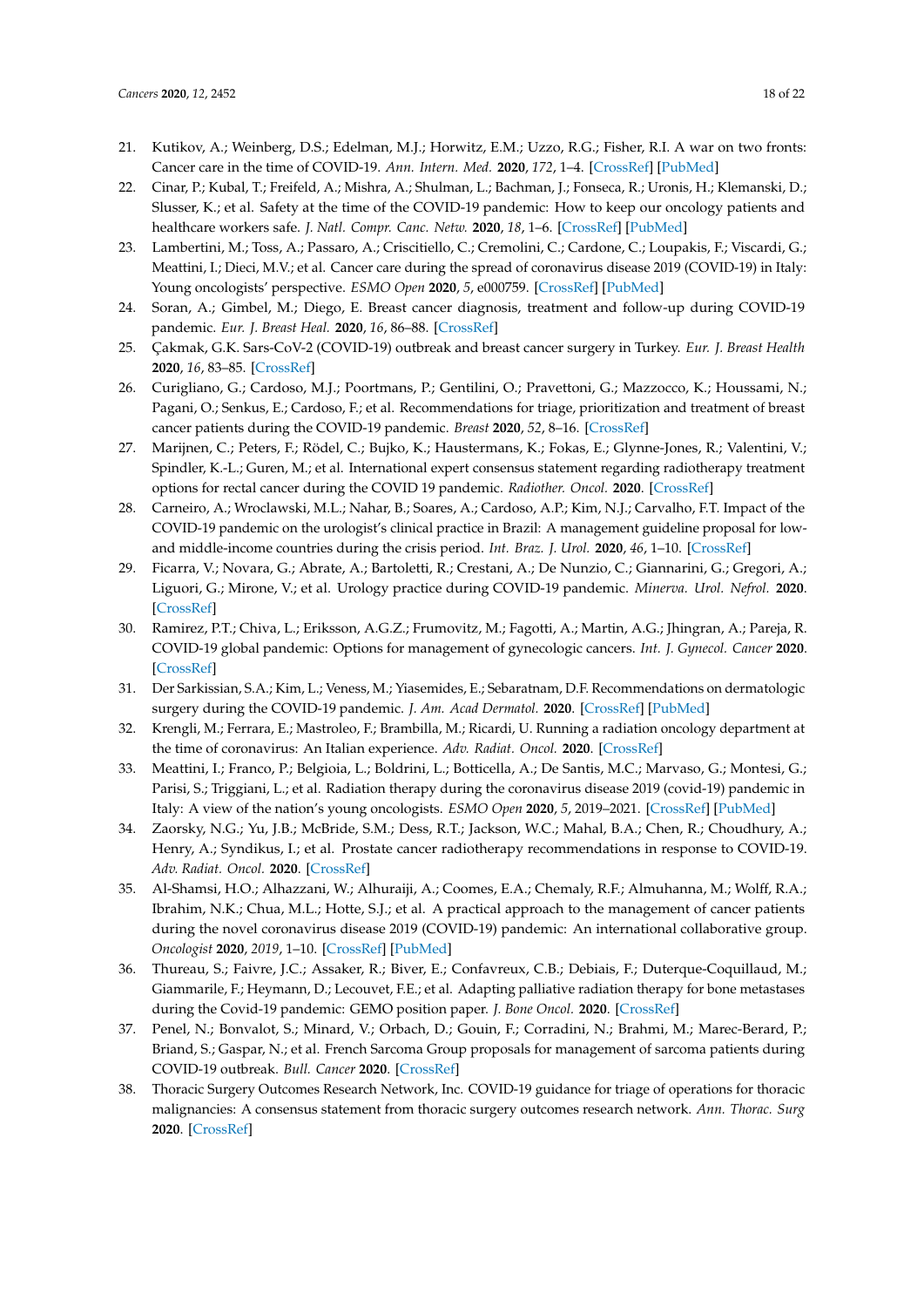21. Kutikov, A.; Weinberg, D.S.; Edelman, M.J.; Horwitz, E.M.; Uzzo, R.G.; Fisher, R.I. A war on two fronts: Cancer care in the time of COVID-19. *Ann. Intern. Med.* **2020**, *172*, 1–4. [CrossRef] [PubMed]
22. Cinar, P.; Kubal, T.; Freifeld, A.; Mishra, A.; Shulman, L.; Bachman, J.; Fonseca, R.; Uronis, H.; Klemanski, D.; Slusser, K.; et al. Safety at the time of the COVID-19 pandemic: How to keep our oncology patients and healthcare workers safe. *J. Natl. Compr. Canc. Netw.* **2020**, *18*, 1–6. [CrossRef] [PubMed]
23. Lambertini, M.; Toss, A.; Passaro, A.; Criscitiello, C.; Cremolini, C.; Cardone, C.; Loupakis, F.; Viscardi, G.; Meattini, I.; Dieci, M.V.; et al. Cancer care during the spread of coronavirus disease 2019 (COVID-19) in Italy: Young oncologists' perspective. *ESMO Open* **2020**, *5*, e000759. [CrossRef] [PubMed]
24. Soran, A.; Gimbel, M.; Diego, E. Breast cancer diagnosis, treatment and follow-up during COVID-19 pandemic. *Eur. J. Breast Heal.* **2020**, *16*, 86–88. [CrossRef]
25. Çakmak, G.K. Sars-CoV-2 (COVID-19) outbreak and breast cancer surgery in Turkey. *Eur. J. Breast Health* **2020**, *16*, 83–85. [CrossRef]
26. Curigliano, G.; Cardoso, M.J.; Poortmans, P.; Gentilini, O.; Pravettoni, G.; Mazzocco, K.; Houssami, N.; Pagani, O.; Senkus, E.; Cardoso, F.; et al. Recommendations for triage, prioritization and treatment of breast cancer patients during the COVID-19 pandemic. *Breast* **2020**, *52*, 8–16. [CrossRef]
27. Marijnen, C.; Peters, F.; Rödel, C.; Bujko, K.; Haustermans, K.; Fokas, E.; Glynne-Jones, R.; Valentini, V.; Spindler, K.-L.; Guren, M.; et al. International expert consensus statement regarding radiotherapy treatment options for rectal cancer during the COVID 19 pandemic. *Radiother. Oncol.* **2020**. [CrossRef]
28. Carneiro, A.; Wroclawski, M.L.; Nahar, B.; Soares, A.; Cardoso, A.P.; Kim, N.J.; Carvalho, F.T. Impact of the COVID-19 pandemic on the urologist's clinical practice in Brazil: A management guideline proposal for low- and middle-income countries during the crisis period. *Int. Braz. J. Urol.* **2020**, *46*, 1–10. [CrossRef]
29. Ficarra, V.; Novara, G.; Abrate, A.; Bartoletti, R.; Crestani, A.; De Nunzio, C.; Giannarini, G.; Gregori, A.; Liguori, G.; Mirone, V.; et al. Urology practice during COVID-19 pandemic. *Minerva. Urol. Nefrol.* **2020**. [CrossRef]
30. Ramirez, P.T.; Chiva, L.; Eriksson, A.G.Z.; Frumovitz, M.; Fagotti, A.; Martin, A.G.; Jhingran, A.; Pareja, R. COVID-19 global pandemic: Options for management of gynecologic cancers. *Int. J. Gynecol. Cancer* **2020**. [CrossRef]
31. Der Sarkissian, S.A.; Kim, L.; Veness, M.; Yiasemides, E.; Sebaratnam, D.F. Recommendations on dermatologic surgery during the COVID-19 pandemic. *J. Am. Acad Dermatol.* **2020**. [CrossRef] [PubMed]
32. Krengli, M.; Ferrara, E.; Mastroleo, F.; Brambilla, M.; Ricardi, U. Running a radiation oncology department at the time of coronavirus: An Italian experience. *Adv. Radiat. Oncol.* **2020**. [CrossRef]
33. Meattini, I.; Franco, P.; Belgioia, L.; Boldrini, L.; Botticella, A.; De Santis, M.C.; Marvaso, G.; Montesi, G.; Parisi, S.; Triggiani, L.; et al. Radiation therapy during the coronavirus disease 2019 (covid-19) pandemic in Italy: A view of the nation's young oncologists. *ESMO Open* **2020**, *5*, 2019–2021. [CrossRef] [PubMed]
34. Zaorsky, N.G.; Yu, J.B.; McBride, S.M.; Dess, R.T.; Jackson, W.C.; Mahal, B.A.; Chen, R.; Choudhury, A.; Henry, A.; Syndikus, I.; et al. Prostate cancer radiotherapy recommendations in response to COVID-19. *Adv. Radiat. Oncol.* **2020**. [CrossRef]
35. Al-Shamsi, H.O.; Alhazzani, W.; Alhuraiji, A.; Coomes, E.A.; Chemaly, R.F.; Almuhanna, M.; Wolff, R.A.; Ibrahim, N.K.; Chua, M.L.; Hotte, S.J.; et al. A practical approach to the management of cancer patients during the novel coronavirus disease 2019 (COVID-19) pandemic: An international collaborative group. *Oncologist* **2020**, *2019*, 1–10. [CrossRef] [PubMed]
36. Thureau, S.; Faivre, J.C.; Assaker, R.; Biver, E.; Confavreux, C.B.; Debiais, F.; Duterque-Coquillaud, M.; Giammarile, F.; Heymann, D.; Lecouvet, F.E.; et al. Adapting palliative radiation therapy for bone metastases during the Covid-19 pandemic: GEMO position paper. *J. Bone Oncol.* **2020**. [CrossRef]
37. Penel, N.; Bonvalot, S.; Minard, V.; Orbach, D.; Gouin, F.; Corradini, N.; Brahmi, M.; Marec-Berard, P.; Briand, S.; Gaspar, N.; et al. French Sarcoma Group proposals for management of sarcoma patients during COVID-19 outbreak. *Bull. Cancer* **2020**. [CrossRef]
38. Thoracic Surgery Outcomes Research Network, Inc. COVID-19 guidance for triage of operations for thoracic malignancies: A consensus statement from thoracic surgery outcomes research network. *Ann. Thorac. Surg* **2020**. [CrossRef]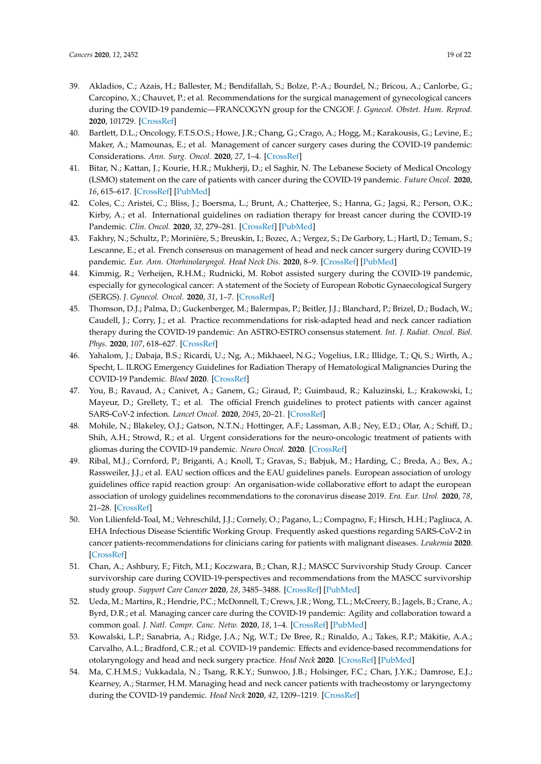39. Akladios, C.; Azais, H.; Ballester, M.; Bendifallah, S.; Bolze, P.-A.; Bourdel, N.; Bricou, A.; Canlorbe, G.; Carcopino, X.; Chauvet, P.; et al. Recommendations for the surgical management of gynecological cancers during the COVID-19 pandemic—FRANCOGYN group for the CNGOF. *J. Gynecol. Obstet. Hum. Reprod.* **2020**, 101729. [CrossRef]
40. Bartlett, D.L.; Oncology, F.T.S.O.S.; Howe, J.R.; Chang, G.; Crago, A.; Hogg, M.; Karakousis, G.; Levine, E.; Maker, A.; Mamounas, E.; et al. Management of cancer surgery cases during the COVID-19 pandemic: Considerations. *Ann. Surg. Oncol.* **2020**, *27*, 1–4. [CrossRef]
41. Bitar, N.; Kattan, J.; Kourie, H.R.; Mukherji, D.; el Saghir, N. The Lebanese Society of Medical Oncology (LSMO) statement on the care of patients with cancer during the COVID-19 pandemic. *Future Oncol.* **2020**, *16*, 615–617. [CrossRef] [PubMed]
42. Coles, C.; Aristei, C.; Bliss, J.; Boersma, L.; Brunt, A.; Chatterjee, S.; Hanna, G.; Jagsi, R.; Person, O.K.; Kirby, A.; et al. International guidelines on radiation therapy for breast cancer during the COVID-19 Pandemic. *Clin. Oncol.* **2020**, *32*, 279–281. [CrossRef] [PubMed]
43. Fakhry, N.; Schultz, P.; Morinière, S.; Breuskin, I.; Bozec, A.; Vergez, S.; De Garbory, L.; Hartl, D.; Temam, S.; Lescanne, E.; et al. French consensus on management of head and neck cancer surgery during COVID-19 pandemic. *Eur. Ann. Otorhinolaryngol. Head Neck Dis.* **2020**, 8–9. [CrossRef] [PubMed]
44. Kimmig, R.; Verheijen, R.H.M.; Rudnicki, M. Robot assisted surgery during the COVID-19 pandemic, especially for gynecological cancer: A statement of the Society of European Robotic Gynaecological Surgery (SERGS). *J. Gynecol. Oncol.* **2020**, *31*, 1–7. [CrossRef]
45. Thomson, D.J.; Palma, D.; Guckenberger, M.; Balermpas, P.; Beitler, J.J.; Blanchard, P.; Brizel, D.; Budach, W.; Caudell, J.; Corry, J.; et al. Practice recommendations for risk-adapted head and neck cancer radiation therapy during the COVID-19 pandemic: An ASTRO-ESTRO consensus statement. *Int. J. Radiat. Oncol. Biol. Phys.* **2020**, *107*, 618–627. [CrossRef]
46. Yahalom, J.; Dabaja, B.S.; Ricardi, U.; Ng, A.; Mikhaeel, N.G.; Vogelius, I.R.; Illidge, T.; Qi, S.; Wirth, A.; Specht, L. ILROG Emergency Guidelines for Radiation Therapy of Hematological Malignancies During the COVID-19 Pandemic. *Blood* **2020**. [CrossRef]
47. You, B.; Ravaud, A.; Canivet, A.; Ganem, G.; Giraud, P.; Guimbaud, R.; Kaluzinski, L.; Krakowski, I.; Mayeur, D.; Grellety, T.; et al. The official French guidelines to protect patients with cancer against SARS-CoV-2 infection. *Lancet Oncol.* **2020**, *2045*, 20–21. [CrossRef]
48. Mohile, N.; Blakeley, O.J.; Gatson, N.T.N.; Hottinger, A.F.; Lassman, A.B.; Ney, E.D.; Olar, A.; Schiff, D.; Shih, A.H.; Strowd, R.; et al. Urgent considerations for the neuro-oncologic treatment of patients with gliomas during the COVID-19 pandemic. *Neuro Oncol.* **2020**. [CrossRef]
49. Ribal, M.J.; Cornford, P.; Briganti, A.; Knoll, T.; Gravas, S.; Babjuk, M.; Harding, C.; Breda, A.; Bex, A.; Rassweiler, J.J.; et al. EAU section offices and the EAU guidelines panels. European association of urology guidelines office rapid reaction group: An organisation-wide collaborative effort to adapt the european association of urology guidelines recommendations to the coronavirus disease 2019. *Era. Eur. Urol.* **2020**, *78*, 21–28. [CrossRef]
50. Von Lilienfeld-Toal, M.; Vehreschild, J.J.; Cornely, O.; Pagano, L.; Compagno, F.; Hirsch, H.H.; Pagliuca, A. EHA Infectious Disease Scientific Working Group. Frequently asked questions regarding SARS-CoV-2 in cancer patients-recommendations for clinicians caring for patients with malignant diseases. *Leukemia* **2020**. [CrossRef]
51. Chan, A.; Ashbury, F.; Fitch, M.I.; Koczwara, B.; Chan, R.J.; MASCC Survivorship Study Group. Cancer survivorship care during COVID-19-perspectives and recommendations from the MASCC survivorship study group. *Support Care Cancer* **2020**, *28*, 3485–3488. [CrossRef] [PubMed]
52. Ueda, M.; Martins, R.; Hendrie, P.C.; McDonnell, T.; Crews, J.R.; Wong, T.L.; McCreery, B.; Jagels, B.; Crane, A.; Byrd, D.R.; et al. Managing cancer care during the COVID-19 pandemic: Agility and collaboration toward a common goal. *J. Natl. Compr. Canc. Netw.* **2020**, *18*, 1–4. [CrossRef] [PubMed]
53. Kowalski, L.P.; Sanabria, A.; Ridge, J.A.; Ng, W.T.; De Bree, R.; Rinaldo, A.; Takes, R.P.; Mäkitie, A.A.; Carvalho, A.L.; Bradford, C.R.; et al. COVID-19 pandemic: Effects and evidence-based recommendations for otolaryngology and head and neck surgery practice. *Head Neck* **2020**. [CrossRef] [PubMed]
54. Ma, C.H.M.S.; Vukkadala, N.; Tsang, R.K.Y.; Sunwoo, J.B.; Holsinger, F.C.; Chan, J.Y.K.; Damrose, E.J.; Kearney, A.; Starmer, H.M. Managing head and neck cancer patients with tracheostomy or laryngectomy during the COVID-19 pandemic. *Head Neck* **2020**, *42*, 1209–1219. [CrossRef]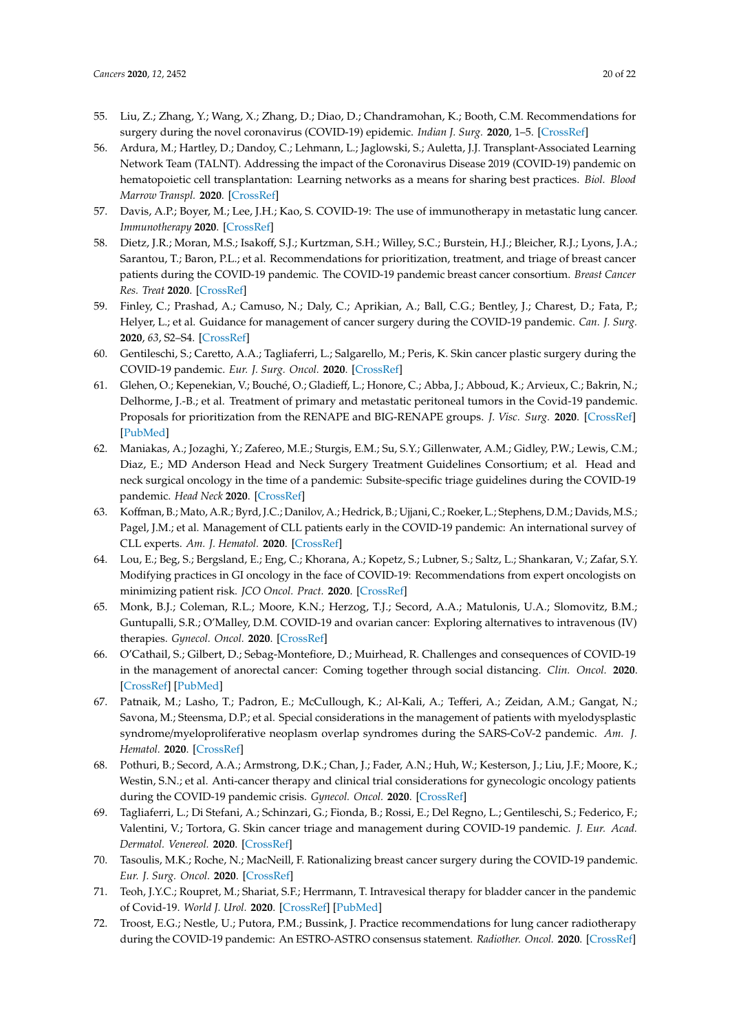55. Liu, Z.; Zhang, Y.; Wang, X.; Zhang, D.; Diao, D.; Chandramohan, K.; Booth, C.M. Recommendations for surgery during the novel coronavirus (COVID-19) epidemic. *Indian J. Surg.* **2020**, 1–5. [CrossRef]
56. Ardura, M.; Hartley, D.; Dandoy, C.; Lehmann, L.; Jaglowski, S.; Auletta, J.J. Transplant-Associated Learning Network Team (TALNT). Addressing the impact of the Coronavirus Disease 2019 (COVID-19) pandemic on hematopoietic cell transplantation: Learning networks as a means for sharing best practices. *Biol. Blood Marrow Transpl.* **2020**. [CrossRef]
57. Davis, A.P.; Boyer, M.; Lee, J.H.; Kao, S. COVID-19: The use of immunotherapy in metastatic lung cancer. *Immunotherapy* **2020**. [CrossRef]
58. Dietz, J.R.; Moran, M.S.; Isakoff, S.J.; Kurtzman, S.H.; Willey, S.C.; Burstein, H.J.; Bleicher, R.J.; Lyons, J.A.; Sarantou, T.; Baron, P.L.; et al. Recommendations for prioritization, treatment, and triage of breast cancer patients during the COVID-19 pandemic. The COVID-19 pandemic breast cancer consortium. *Breast Cancer Res. Treat* **2020**. [CrossRef]
59. Finley, C.; Prashad, A.; Camuso, N.; Daly, C.; Aprikian, A.; Ball, C.G.; Bentley, J.; Charest, D.; Fata, P.; Helyer, L.; et al. Guidance for management of cancer surgery during the COVID-19 pandemic. *Can. J. Surg.* **2020**, *63*, S2–S4. [CrossRef]
60. Gentileschi, S.; Caretto, A.A.; Tagliaferri, L.; Salgarello, M.; Peris, K. Skin cancer plastic surgery during the COVID-19 pandemic. *Eur. J. Surg. Oncol.* **2020**. [CrossRef]
61. Glehen, O.; Kepenekian, V.; Bouché, O.; Gladieff, L.; Honore, C.; Abba, J.; Abboud, K.; Arvieux, C.; Bakrin, N.; Delhorme, J.-B.; et al. Treatment of primary and metastatic peritoneal tumors in the Covid-19 pandemic. Proposals for prioritization from the RENAPE and BIG-RENAPE groups. *J. Visc. Surg.* **2020**. [CrossRef] [PubMed]
62. Maniakas, A.; Jozaghi, Y.; Zafereo, M.E.; Sturgis, E.M.; Su, S.Y.; Gillenwater, A.M.; Gidley, P.W.; Lewis, C.M.; Diaz, E.; MD Anderson Head and Neck Surgery Treatment Guidelines Consortium; et al. Head and neck surgical oncology in the time of a pandemic: Subsite-specific triage guidelines during the COVID-19 pandemic. *Head Neck* **2020**. [CrossRef]
63. Koffman, B.; Mato, A.R.; Byrd, J.C.; Danilov, A.; Hedrick, B.; Ujjani, C.; Roeker, L.; Stephens, D.M.; Davids, M.S.; Pagel, J.M.; et al. Management of CLL patients early in the COVID-19 pandemic: An international survey of CLL experts. *Am. J. Hematol.* **2020**. [CrossRef]
64. Lou, E.; Beg, S.; Bergsland, E.; Eng, C.; Khorana, A.; Kopetz, S.; Lubner, S.; Saltz, L.; Shankaran, V.; Zafar, S.Y. Modifying practices in GI oncology in the face of COVID-19: Recommendations from expert oncologists on minimizing patient risk. *JCO Oncol. Pract.* **2020**. [CrossRef]
65. Monk, B.J.; Coleman, R.L.; Moore, K.N.; Herzog, T.J.; Secord, A.A.; Matulonis, U.A.; Slomovitz, B.M.; Guntupalli, S.R.; O'Malley, D.M. COVID-19 and ovarian cancer: Exploring alternatives to intravenous (IV) therapies. *Gynecol. Oncol.* **2020**. [CrossRef]
66. O'Cathail, S.; Gilbert, D.; Sebag-Montefiore, D.; Muirhead, R. Challenges and consequences of COVID-19 in the management of anorectal cancer: Coming together through social distancing. *Clin. Oncol.* **2020**. [CrossRef] [PubMed]
67. Patnaik, M.; Lasho, T.; Padron, E.; McCullough, K.; Al-Kali, A.; Tefferi, A.; Zeidan, A.M.; Gangat, N.; Savona, M.; Steensma, D.P.; et al. Special considerations in the management of patients with myelodysplastic syndrome/myeloproliferative neoplasm overlap syndromes during the SARS-CoV-2 pandemic. *Am. J. Hematol.* **2020**. [CrossRef]
68. Pothuri, B.; Secord, A.A.; Armstrong, D.K.; Chan, J.; Fader, A.N.; Huh, W.; Kesterson, J.; Liu, J.F.; Moore, K.; Westin, S.N.; et al. Anti-cancer therapy and clinical trial considerations for gynecologic oncology patients during the COVID-19 pandemic crisis. *Gynecol. Oncol.* **2020**. [CrossRef]
69. Tagliaferri, L.; Di Stefani, A.; Schinzari, G.; Fionda, B.; Rossi, E.; Del Regno, L.; Gentileschi, S.; Federico, F.; Valentini, V.; Tortora, G. Skin cancer triage and management during COVID-19 pandemic. *J. Eur. Acad. Dermatol. Venereol.* **2020**. [CrossRef]
70. Tasoulis, M.K.; Roche, N.; MacNeill, F. Rationalizing breast cancer surgery during the COVID-19 pandemic. *Eur. J. Surg. Oncol.* **2020**. [CrossRef]
71. Teoh, J.Y.C.; Roupret, M.; Shariat, S.F.; Herrmann, T. Intravesical therapy for bladder cancer in the pandemic of Covid-19. *World J. Urol.* **2020**. [CrossRef] [PubMed]
72. Troost, E.G.; Nestle, U.; Putora, P.M.; Bussink, J. Practice recommendations for lung cancer radiotherapy during the COVID-19 pandemic: An ESTRO-ASTRO consensus statement. *Radiother. Oncol.* **2020**. [CrossRef]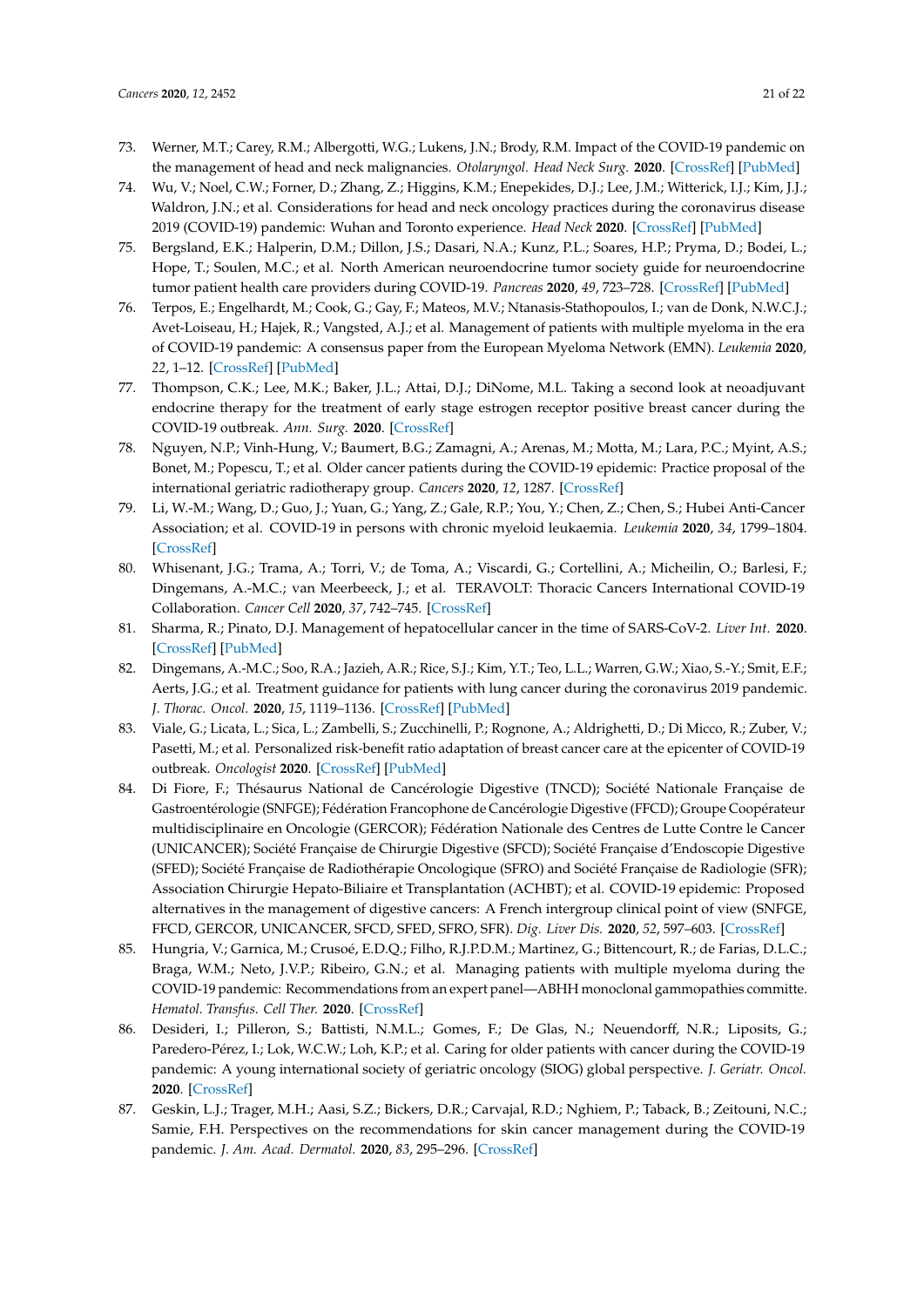73. Werner, M.T.; Carey, R.M.; Albergotti, W.G.; Lukens, J.N.; Brody, R.M. Impact of the COVID-19 pandemic on the management of head and neck malignancies. *Otolaryngol. Head Neck Surg.* **2020**. [CrossRef] [PubMed]
74. Wu, V.; Noel, C.W.; Forner, D.; Zhang, Z.; Higgins, K.M.; Enepekides, D.J.; Lee, J.M.; Witterick, I.J.; Kim, J.J.; Waldron, J.N.; et al. Considerations for head and neck oncology practices during the coronavirus disease 2019 (COVID-19) pandemic: Wuhan and Toronto experience. *Head Neck* **2020**. [CrossRef] [PubMed]
75. Bergsland, E.K.; Halperin, D.M.; Dillon, J.S.; Dasari, N.A.; Kunz, P.L.; Soares, H.P.; Pryma, D.; Bodei, L.; Hope, T.; Soulen, M.C.; et al. North American neuroendocrine tumor society guide for neuroendocrine tumor patient health care providers during COVID-19. *Pancreas* **2020**, *49*, 723–728. [CrossRef] [PubMed]
76. Terpos, E.; Engelhardt, M.; Cook, G.; Gay, F.; Mateos, M.V.; Ntanasis-Stathopoulos, I.; van de Donk, N.W.C.J.; Avet-Loiseau, H.; Hajek, R.; Vangsted, A.J.; et al. Management of patients with multiple myeloma in the era of COVID-19 pandemic: A consensus paper from the European Myeloma Network (EMN). *Leukemia* **2020**, *22*, 1–12. [CrossRef] [PubMed]
77. Thompson, C.K.; Lee, M.K.; Baker, J.L.; Attai, D.J.; DiNome, M.L. Taking a second look at neoadjuvant endocrine therapy for the treatment of early stage estrogen receptor positive breast cancer during the COVID-19 outbreak. *Ann. Surg.* **2020**. [CrossRef]
78. Nguyen, N.P.; Vinh-Hung, V.; Baumert, B.G.; Zamagni, A.; Arenas, M.; Motta, M.; Lara, P.C.; Myint, A.S.; Bonet, M.; Popescu, T.; et al. Older cancer patients during the COVID-19 epidemic: Practice proposal of the international geriatric radiotherapy group. *Cancers* **2020**, *12*, 1287. [CrossRef]
79. Li, W.-M.; Wang, D.; Guo, J.; Yuan, G.; Yang, Z.; Gale, R.P.; You, Y.; Chen, Z.; Chen, S.; Hubei Anti-Cancer Association; et al. COVID-19 in persons with chronic myeloid leukaemia. *Leukemia* **2020**, *34*, 1799–1804. [CrossRef]
80. Whisenant, J.G.; Trama, A.; Torri, V.; de Toma, A.; Viscardi, G.; Cortellini, A.; Micheilin, O.; Barlesi, F.; Dingemans, A.-M.C.; van Meerbeeck, J.; et al. TERAVOLT: Thoracic Cancers International COVID-19 Collaboration. *Cancer Cell* **2020**, *37*, 742–745. [CrossRef]
81. Sharma, R.; Pinato, D.J. Management of hepatocellular cancer in the time of SARS-CoV-2. *Liver Int.* **2020**. [CrossRef] [PubMed]
82. Dingemans, A.-M.C.; Soo, R.A.; Jazieh, A.R.; Rice, S.J.; Kim, Y.T.; Teo, L.L.; Warren, G.W.; Xiao, S.-Y.; Smit, E.F.; Aerts, J.G.; et al. Treatment guidance for patients with lung cancer during the coronavirus 2019 pandemic. *J. Thorac. Oncol.* **2020**, *15*, 1119–1136. [CrossRef] [PubMed]
83. Viale, G.; Licata, L.; Sica, L.; Zambelli, S.; Zucchinelli, P.; Rognone, A.; Aldrighetti, D.; Di Micco, R.; Zuber, V.; Pasetti, M.; et al. Personalized risk-benefit ratio adaptation of breast cancer care at the epicenter of COVID-19 outbreak. *Oncologist* **2020**. [CrossRef] [PubMed]
84. Di Fiore, F.; Thésaurus National de Cancérologie Digestive (TNCD); Société Nationale Française de Gastroentérologie (SNFGE); Fédération Francophone de Cancérologie Digestive (FFCD); Groupe Coopérateur multidisciplinaire en Oncologie (GERCOR); Fédération Nationale des Centres de Lutte Contre le Cancer (UNICANCER); Société Française de Chirurgie Digestive (SFCD); Société Française d'Endoscopie Digestive (SFED); Société Française de Radiothérapie Oncologique (SFRO) and Société Française de Radiologie (SFR); Association Chirurgie Hepato-Biliaire et Transplantation (ACHBT); et al. COVID-19 epidemic: Proposed alternatives in the management of digestive cancers: A French intergroup clinical point of view (SNFGE, FFCD, GERCOR, UNICANCER, SFCD, SFED, SFRO, SFR). *Dig. Liver Dis.* **2020**, *52*, 597–603. [CrossRef]
85. Hungria, V.; Garnica, M.; Crusoé, E.D.Q.; Filho, R.J.P.D.M.; Martinez, G.; Bittencourt, R.; de Farias, D.L.C.; Braga, W.M.; Neto, J.V.P.; Ribeiro, G.N.; et al. Managing patients with multiple myeloma during the COVID-19 pandemic: Recommendations from an expert panel—ABHH monoclonal gammopathies committe. *Hematol. Transfus. Cell Ther.* **2020**. [CrossRef]
86. Desideri, I.; Pilleron, S.; Battisti, N.M.L.; Gomes, F.; De Glas, N.; Neuendorff, N.R.; Liposits, G.; Paredero-Pérez, I.; Lok, W.C.W.; Loh, K.P.; et al. Caring for older patients with cancer during the COVID-19 pandemic: A young international society of geriatric oncology (SIOG) global perspective. *J. Geriatr. Oncol.* **2020**. [CrossRef]
87. Geskin, L.J.; Trager, M.H.; Aasi, S.Z.; Bickers, D.R.; Carvajal, R.D.; Nghiem, P.; Taback, B.; Zeitouni, N.C.; Samie, F.H. Perspectives on the recommendations for skin cancer management during the COVID-19 pandemic. *J. Am. Acad. Dermatol.* **2020**, *83*, 295–296. [CrossRef]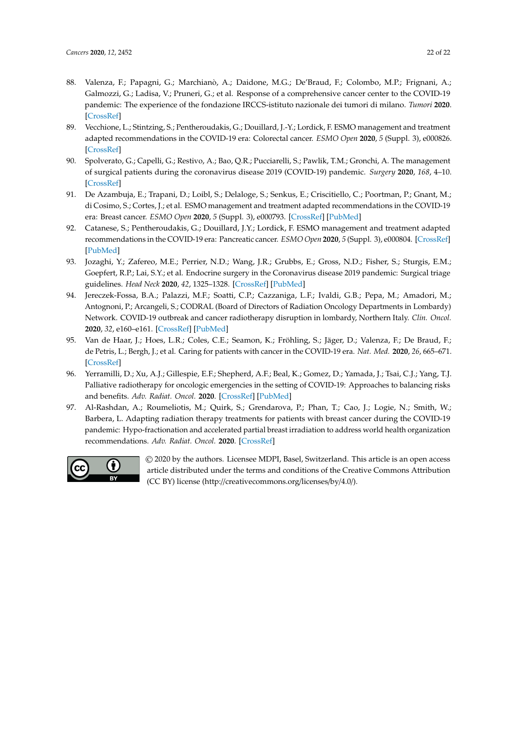88. Valenza, F.; Papagni, G.; Marchianò, A.; Daidone, M.G.; De'Braud, F.; Colombo, M.P.; Frignani, A.; Galmozzi, G.; Ladisa, V.; Pruneri, G.; et al. Response of a comprehensive cancer center to the COVID-19 pandemic: The experience of the fondazione IRCCS-istituto nazionale dei tumori di milano. *Tumori* **2020**. [CrossRef]
89. Vecchione, L.; Stintzing, S.; Pentheroudakis, G.; Douillard, J.-Y.; Lordick, F. ESMO management and treatment adapted recommendations in the COVID-19 era: Colorectal cancer. *ESMO Open* **2020**, *5* (Suppl. 3), e000826. [CrossRef]
90. Spolverato, G.; Capelli, G.; Restivo, A.; Bao, Q.R.; Pucciarelli, S.; Pawlik, T.M.; Gronchi, A. The management of surgical patients during the coronavirus disease 2019 (COVID-19) pandemic. *Surgery* **2020**, *168*, 4–10. [CrossRef]
91. De Azambuja, E.; Trapani, D.; Loibl, S.; Delaloge, S.; Senkus, E.; Criscitiello, C.; Poortman, P.; Gnant, M.; di Cosimo, S.; Cortes, J.; et al. ESMO management and treatment adapted recommendations in the COVID-19 era: Breast cancer. *ESMO Open* **2020**, *5* (Suppl. 3), e000793. [CrossRef] [PubMed]
92. Catanese, S.; Pentheroudakis, G.; Douillard, J.Y.; Lordick, F. ESMO management and treatment adapted recommendations in the COVID-19 era: Pancreatic cancer. *ESMO Open* **2020**, *5* (Suppl. 3), e000804. [CrossRef] [PubMed]
93. Jozaghi, Y.; Zafereo, M.E.; Perrier, N.D.; Wang, J.R.; Grubbs, E.; Gross, N.D.; Fisher, S.; Sturgis, E.M.; Goepfert, R.P.; Lai, S.Y.; et al. Endocrine surgery in the Coronavirus disease 2019 pandemic: Surgical triage guidelines. *Head Neck* **2020**, *42*, 1325–1328. [CrossRef] [PubMed]
94. Jereczek-Fossa, B.A.; Palazzi, M.F.; Soatti, C.P.; Cazzaniga, L.F.; Ivaldi, G.B.; Pepa, M.; Amadori, M.; Antognoni, P.; Arcangeli, S.; CODRAL (Board of Directors of Radiation Oncology Departments in Lombardy) Network. COVID-19 outbreak and cancer radiotherapy disruption in lombardy, Northern Italy. *Clin. Oncol.* **2020**, *32*, e160–e161. [CrossRef] [PubMed]
95. Van de Haar, J.; Hoes, L.R.; Coles, C.E.; Seamon, K.; Fröhling, S.; Jäger, D.; Valenza, F.; De Braud, F.; de Petris, L.; Bergh, J.; et al. Caring for patients with cancer in the COVID-19 era. *Nat. Med.* **2020**, *26*, 665–671. [CrossRef]
96. Yerramilli, D.; Xu, A.J.; Gillespie, E.F.; Shepherd, A.F.; Beal, K.; Gomez, D.; Yamada, J.; Tsai, C.J.; Yang, T.J. Palliative radiotherapy for oncologic emergencies in the setting of COVID-19: Approaches to balancing risks and benefits. *Adv. Radiat. Oncol.* **2020**. [CrossRef] [PubMed]
97. Al-Rashdan, A.; Roumeliotis, M.; Quirk, S.; Grendarova, P.; Phan, T.; Cao, J.; Logie, N.; Smith, W.; Barbera, L. Adapting radiation therapy treatments for patients with breast cancer during the COVID-19 pandemic: Hypo-fractionation and accelerated partial breast irradiation to address world health organization recommendations. *Adv. Radiat. Oncol.* **2020**. [CrossRef]

© 2020 by the authors. Licensee MDPI, Basel, Switzerland. This article is an open access article distributed under the terms and conditions of the Creative Commons Attribution (CC BY) license (http://creativecommons.org/licenses/by/4.0/).